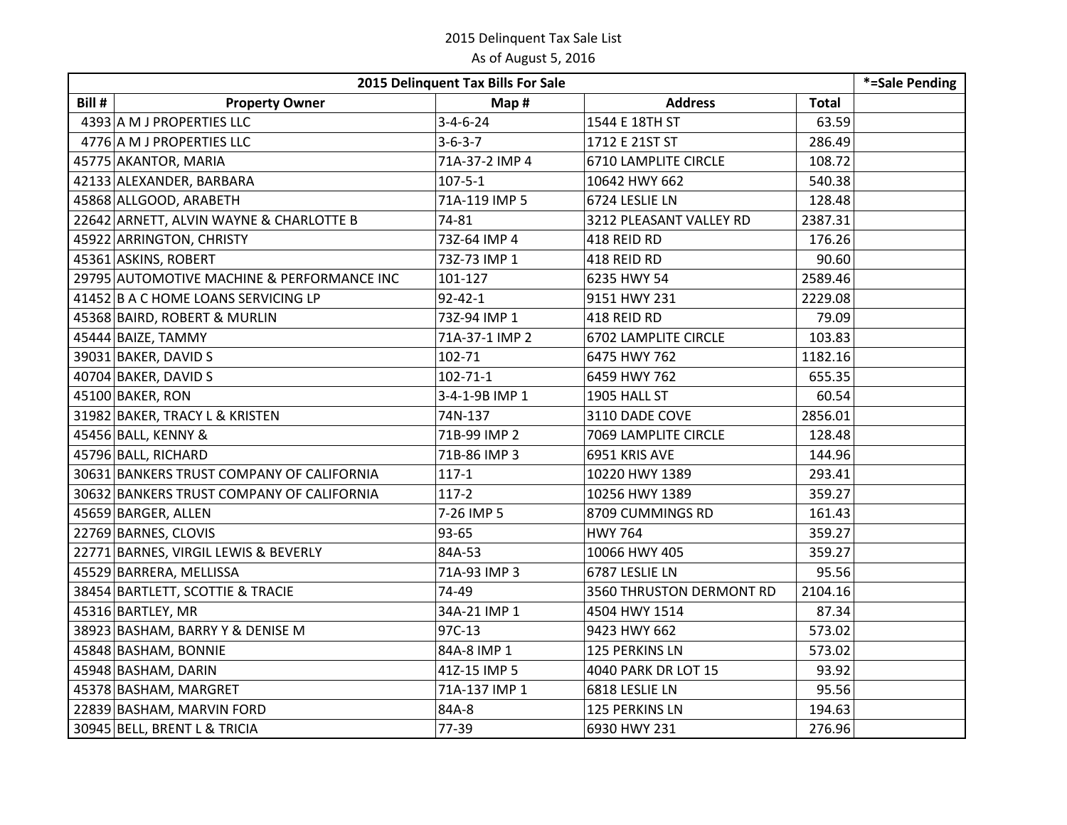# 2015 Delinquent Tax Sale List

As of August 5, 2016

| 2015 Delinquent Tax Bills For Sale | | | | | *=Sale Pending |
|---|---|---|---|---|---|
| Bill # | Property Owner | Map # | Address | Total | |
| 4393 | A M J PROPERTIES LLC | 3-4-6-24 | 1544 E 18TH ST | 63.59 | |
| 4776 | A M J PROPERTIES LLC | 3-6-3-7 | 1712 E 21ST ST | 286.49 | |
| 45775 | AKANTOR, MARIA | 71A-37-2 IMP 4 | 6710 LAMPLITE CIRCLE | 108.72 | |
| 42133 | ALEXANDER, BARBARA | 107-5-1 | 10642 HWY 662 | 540.38 | |
| 45868 | ALLGOOD, ARABETH | 71A-119 IMP 5 | 6724 LESLIE LN | 128.48 | |
| 22642 | ARNETT, ALVIN WAYNE & CHARLOTTE B | 74-81 | 3212 PLEASANT VALLEY RD | 2387.31 | |
| 45922 | ARRINGTON, CHRISTY | 73Z-64 IMP 4 | 418 REID RD | 176.26 | |
| 45361 | ASKINS, ROBERT | 73Z-73 IMP 1 | 418 REID RD | 90.60 | |
| 29795 | AUTOMOTIVE MACHINE & PERFORMANCE INC | 101-127 | 6235 HWY 54 | 2589.46 | |
| 41452 | B A C HOME LOANS SERVICING LP | 92-42-1 | 9151 HWY 231 | 2229.08 | |
| 45368 | BAIRD, ROBERT & MURLIN | 73Z-94 IMP 1 | 418 REID RD | 79.09 | |
| 45444 | BAIZE, TAMMY | 71A-37-1 IMP 2 | 6702 LAMPLITE CIRCLE | 103.83 | |
| 39031 | BAKER, DAVID S | 102-71 | 6475 HWY 762 | 1182.16 | |
| 40704 | BAKER, DAVID S | 102-71-1 | 6459 HWY 762 | 655.35 | |
| 45100 | BAKER, RON | 3-4-1-9B IMP 1 | 1905 HALL ST | 60.54 | |
| 31982 | BAKER, TRACY L & KRISTEN | 74N-137 | 3110 DADE COVE | 2856.01 | |
| 45456 | BALL, KENNY & | 71B-99 IMP 2 | 7069 LAMPLITE CIRCLE | 128.48 | |
| 45796 | BALL, RICHARD | 71B-86 IMP 3 | 6951 KRIS AVE | 144.96 | |
| 30631 | BANKERS TRUST COMPANY OF CALIFORNIA | 117-1 | 10220 HWY 1389 | 293.41 | |
| 30632 | BANKERS TRUST COMPANY OF CALIFORNIA | 117-2 | 10256 HWY 1389 | 359.27 | |
| 45659 | BARGER, ALLEN | 7-26 IMP 5 | 8709 CUMMINGS RD | 161.43 | |
| 22769 | BARNES, CLOVIS | 93-65 | HWY 764 | 359.27 | |
| 22771 | BARNES, VIRGIL LEWIS & BEVERLY | 84A-53 | 10066 HWY 405 | 359.27 | |
| 45529 | BARRERA, MELLISSA | 71A-93 IMP 3 | 6787 LESLIE LN | 95.56 | |
| 38454 | BARTLETT, SCOTTIE & TRACIE | 74-49 | 3560 THRUSTON DERMONT RD | 2104.16 | |
| 45316 | BARTLEY, MR | 34A-21 IMP 1 | 4504 HWY 1514 | 87.34 | |
| 38923 | BASHAM, BARRY Y & DENISE M | 97C-13 | 9423 HWY 662 | 573.02 | |
| 45848 | BASHAM, BONNIE | 84A-8 IMP 1 | 125 PERKINS LN | 573.02 | |
| 45948 | BASHAM, DARIN | 41Z-15 IMP 5 | 4040 PARK DR LOT 15 | 93.92 | |
| 45378 | BASHAM, MARGRET | 71A-137 IMP 1 | 6818 LESLIE LN | 95.56 | |
| 22839 | BASHAM, MARVIN FORD | 84A-8 | 125 PERKINS LN | 194.63 | |
| 30945 | BELL, BRENT L & TRICIA | 77-39 | 6930 HWY 231 | 276.96 | |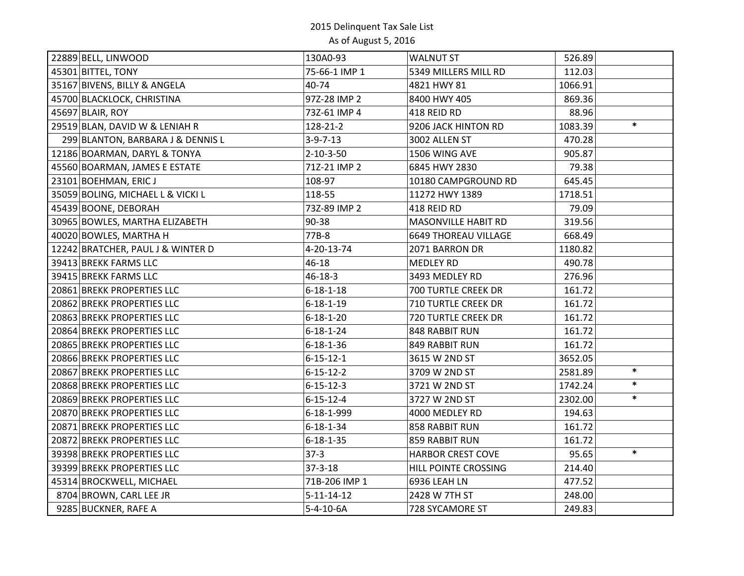2015 Delinquent Tax Sale List
As of August 5, 2016

| | | | | | |
|---|---|---|---|---|---|
| 22889 | BELL, LINWOOD | 130A0-93 | WALNUT ST | 526.89 | |
| 45301 | BITTEL, TONY | 75-66-1 IMP 1 | 5349 MILLERS MILL RD | 112.03 | |
| 35167 | BIVENS, BILLY & ANGELA | 40-74 | 4821 HWY 81 | 1066.91 | |
| 45700 | BLACKLOCK, CHRISTINA | 97Z-28 IMP 2 | 8400 HWY 405 | 869.36 | |
| 45697 | BLAIR, ROY | 73Z-61 IMP 4 | 418 REID RD | 88.96 | |
| 29519 | BLAN, DAVID W & LENIAH R | 128-21-2 | 9206 JACK HINTON RD | 1083.39 | * |
| 299 | BLANTON, BARBARA J & DENNIS L | 3-9-7-13 | 3002 ALLEN ST | 470.28 | |
| 12186 | BOARMAN, DARYL & TONYA | 2-10-3-50 | 1506 WING AVE | 905.87 | |
| 45560 | BOARMAN, JAMES E ESTATE | 71Z-21 IMP 2 | 6845 HWY 2830 | 79.38 | |
| 23101 | BOEHMAN, ERIC J | 108-97 | 10180 CAMPGROUND RD | 645.45 | |
| 35059 | BOLING, MICHAEL L & VICKI L | 118-55 | 11272 HWY 1389 | 1718.51 | |
| 45439 | BOONE, DEBORAH | 73Z-89 IMP 2 | 418 REID RD | 79.09 | |
| 30965 | BOWLES, MARTHA ELIZABETH | 90-38 | MASONVILLE HABIT RD | 319.56 | |
| 40020 | BOWLES, MARTHA H | 77B-8 | 6649 THOREAU VILLAGE | 668.49 | |
| 12242 | BRATCHER, PAUL J & WINTER D | 4-20-13-74 | 2071 BARRON DR | 1180.82 | |
| 39413 | BREKK FARMS LLC | 46-18 | MEDLEY RD | 490.78 | |
| 39415 | BREKK FARMS LLC | 46-18-3 | 3493 MEDLEY RD | 276.96 | |
| 20861 | BREKK PROPERTIES LLC | 6-18-1-18 | 700 TURTLE CREEK DR | 161.72 | |
| 20862 | BREKK PROPERTIES LLC | 6-18-1-19 | 710 TURTLE CREEK DR | 161.72 | |
| 20863 | BREKK PROPERTIES LLC | 6-18-1-20 | 720 TURTLE CREEK DR | 161.72 | |
| 20864 | BREKK PROPERTIES LLC | 6-18-1-24 | 848 RABBIT RUN | 161.72 | |
| 20865 | BREKK PROPERTIES LLC | 6-18-1-36 | 849 RABBIT RUN | 161.72 | |
| 20866 | BREKK PROPERTIES LLC | 6-15-12-1 | 3615 W 2ND ST | 3652.05 | |
| 20867 | BREKK PROPERTIES LLC | 6-15-12-2 | 3709 W 2ND ST | 2581.89 | * |
| 20868 | BREKK PROPERTIES LLC | 6-15-12-3 | 3721 W 2ND ST | 1742.24 | * |
| 20869 | BREKK PROPERTIES LLC | 6-15-12-4 | 3727 W 2ND ST | 2302.00 | * |
| 20870 | BREKK PROPERTIES LLC | 6-18-1-999 | 4000 MEDLEY RD | 194.63 | |
| 20871 | BREKK PROPERTIES LLC | 6-18-1-34 | 858 RABBIT RUN | 161.72 | |
| 20872 | BREKK PROPERTIES LLC | 6-18-1-35 | 859 RABBIT RUN | 161.72 | |
| 39398 | BREKK PROPERTIES LLC | 37-3 | HARBOR CREST COVE | 95.65 | * |
| 39399 | BREKK PROPERTIES LLC | 37-3-18 | HILL POINTE CROSSING | 214.40 | |
| 45314 | BROCKWELL, MICHAEL | 71B-206 IMP 1 | 6936 LEAH LN | 477.52 | |
| 8704 | BROWN, CARL LEE JR | 5-11-14-12 | 2428 W 7TH ST | 248.00 | |
| 9285 | BUCKNER, RAFE A | 5-4-10-6A | 728 SYCAMORE ST | 249.83 | |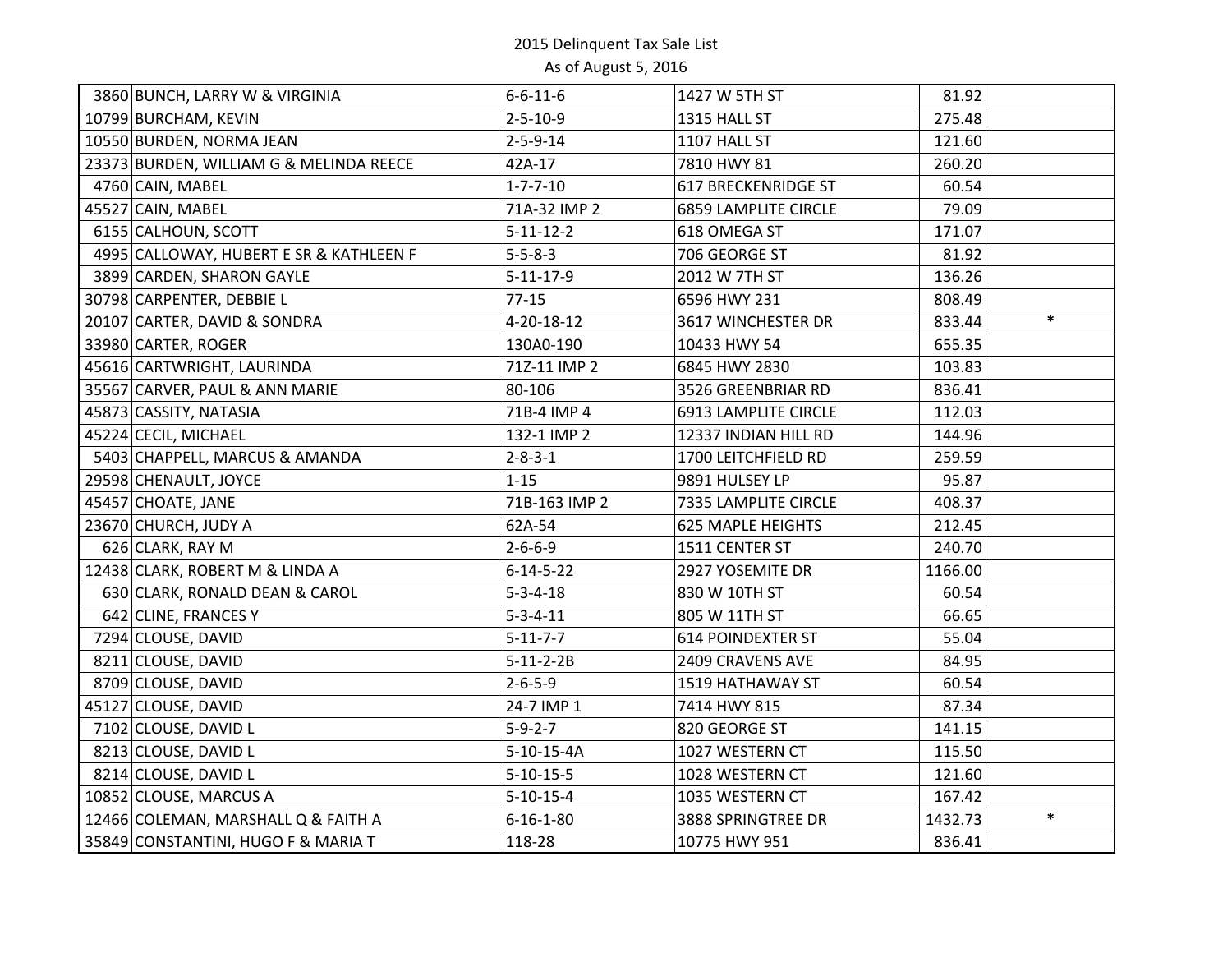2015 Delinquent Tax Sale List
As of August 5, 2016

| | | | | | |
|---|---|---|---|---|---|
| 3860 | BUNCH, LARRY W & VIRGINIA | 6-6-11-6 | 1427 W 5TH ST | 81.92 | |
| 10799 | BURCHAM, KEVIN | 2-5-10-9 | 1315 HALL ST | 275.48 | |
| 10550 | BURDEN, NORMA JEAN | 2-5-9-14 | 1107 HALL ST | 121.60 | |
| 23373 | BURDEN, WILLIAM G & MELINDA REECE | 42A-17 | 7810 HWY 81 | 260.20 | |
| 4760 | CAIN, MABEL | 1-7-7-10 | 617 BRECKENRIDGE ST | 60.54 | |
| 45527 | CAIN, MABEL | 71A-32 IMP 2 | 6859 LAMPLITE CIRCLE | 79.09 | |
| 6155 | CALHOUN, SCOTT | 5-11-12-2 | 618 OMEGA ST | 171.07 | |
| 4995 | CALLOWAY, HUBERT E SR & KATHLEEN F | 5-5-8-3 | 706 GEORGE ST | 81.92 | |
| 3899 | CARDEN, SHARON GAYLE | 5-11-17-9 | 2012 W 7TH ST | 136.26 | |
| 30798 | CARPENTER, DEBBIE L | 77-15 | 6596 HWY 231 | 808.49 | |
| 20107 | CARTER, DAVID & SONDRA | 4-20-18-12 | 3617 WINCHESTER DR | 833.44 | * |
| 33980 | CARTER, ROGER | 130A0-190 | 10433 HWY 54 | 655.35 | |
| 45616 | CARTWRIGHT, LAURINDA | 71Z-11 IMP 2 | 6845 HWY 2830 | 103.83 | |
| 35567 | CARVER, PAUL & ANN MARIE | 80-106 | 3526 GREENBRIAR RD | 836.41 | |
| 45873 | CASSITY, NATASIA | 71B-4 IMP 4 | 6913 LAMPLITE CIRCLE | 112.03 | |
| 45224 | CECIL, MICHAEL | 132-1 IMP 2 | 12337 INDIAN HILL RD | 144.96 | |
| 5403 | CHAPPELL, MARCUS & AMANDA | 2-8-3-1 | 1700 LEITCHFIELD RD | 259.59 | |
| 29598 | CHENAULT, JOYCE | 1-15 | 9891 HULSEY LP | 95.87 | |
| 45457 | CHOATE, JANE | 71B-163 IMP 2 | 7335 LAMPLITE CIRCLE | 408.37 | |
| 23670 | CHURCH, JUDY A | 62A-54 | 625 MAPLE HEIGHTS | 212.45 | |
| 626 | CLARK, RAY M | 2-6-6-9 | 1511 CENTER ST | 240.70 | |
| 12438 | CLARK, ROBERT M & LINDA A | 6-14-5-22 | 2927 YOSEMITE DR | 1166.00 | |
| 630 | CLARK, RONALD DEAN & CAROL | 5-3-4-18 | 830 W 10TH ST | 60.54 | |
| 642 | CLINE, FRANCES Y | 5-3-4-11 | 805 W 11TH ST | 66.65 | |
| 7294 | CLOUSE, DAVID | 5-11-7-7 | 614 POINDEXTER ST | 55.04 | |
| 8211 | CLOUSE, DAVID | 5-11-2-2B | 2409 CRAVENS AVE | 84.95 | |
| 8709 | CLOUSE, DAVID | 2-6-5-9 | 1519 HATHAWAY ST | 60.54 | |
| 45127 | CLOUSE, DAVID | 24-7 IMP 1 | 7414 HWY 815 | 87.34 | |
| 7102 | CLOUSE, DAVID L | 5-9-2-7 | 820 GEORGE ST | 141.15 | |
| 8213 | CLOUSE, DAVID L | 5-10-15-4A | 1027 WESTERN CT | 115.50 | |
| 8214 | CLOUSE, DAVID L | 5-10-15-5 | 1028 WESTERN CT | 121.60 | |
| 10852 | CLOUSE, MARCUS A | 5-10-15-4 | 1035 WESTERN CT | 167.42 | |
| 12466 | COLEMAN, MARSHALL Q & FAITH A | 6-16-1-80 | 3888 SPRINGTREE DR | 1432.73 | * |
| 35849 | CONSTANTINI, HUGO F & MARIA T | 118-28 | 10775 HWY 951 | 836.41 | |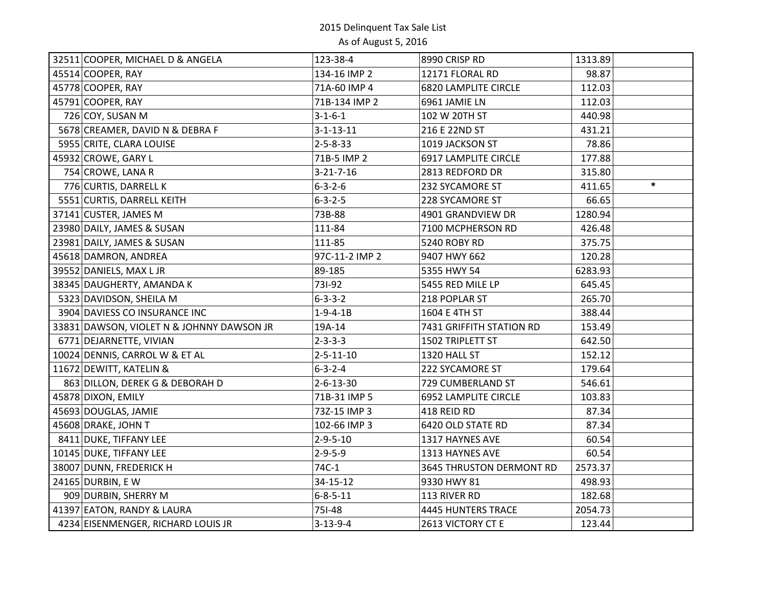2015 Delinquent Tax Sale List

As of August 5, 2016

| | | | | | |
|---|---|---|---|---|---|
| 32511 | COOPER, MICHAEL D & ANGELA | 123-38-4 | 8990 CRISP RD | 1313.89 | |
| 45514 | COOPER, RAY | 134-16 IMP 2 | 12171 FLORAL RD | 98.87 | |
| 45778 | COOPER, RAY | 71A-60 IMP 4 | 6820 LAMPLITE CIRCLE | 112.03 | |
| 45791 | COOPER, RAY | 71B-134 IMP 2 | 6961 JAMIE LN | 112.03 | |
| 726 | COY, SUSAN M | 3-1-6-1 | 102 W 20TH ST | 440.98 | |
| 5678 | CREAMER, DAVID N & DEBRA F | 3-1-13-11 | 216 E 22ND ST | 431.21 | |
| 5955 | CRITE, CLARA LOUISE | 2-5-8-33 | 1019 JACKSON ST | 78.86 | |
| 45932 | CROWE, GARY L | 71B-5 IMP 2 | 6917 LAMPLITE CIRCLE | 177.88 | |
| 754 | CROWE, LANA R | 3-21-7-16 | 2813 REDFORD DR | 315.80 | |
| 776 | CURTIS, DARRELL K | 6-3-2-6 | 232 SYCAMORE ST | 411.65 | * |
| 5551 | CURTIS, DARRELL KEITH | 6-3-2-5 | 228 SYCAMORE ST | 66.65 | |
| 37141 | CUSTER, JAMES M | 73B-88 | 4901 GRANDVIEW DR | 1280.94 | |
| 23980 | DAILY, JAMES & SUSAN | 111-84 | 7100 MCPHERSON RD | 426.48 | |
| 23981 | DAILY, JAMES & SUSAN | 111-85 | 5240 ROBY RD | 375.75 | |
| 45618 | DAMRON, ANDREA | 97C-11-2 IMP 2 | 9407 HWY 662 | 120.28 | |
| 39552 | DANIELS, MAX L JR | 89-185 | 5355 HWY 54 | 6283.93 | |
| 38345 | DAUGHERTY, AMANDA K | 73I-92 | 5455 RED MILE LP | 645.45 | |
| 5323 | DAVIDSON, SHEILA M | 6-3-3-2 | 218 POPLAR ST | 265.70 | |
| 3904 | DAVIESS CO INSURANCE INC | 1-9-4-1B | 1604 E 4TH ST | 388.44 | |
| 33831 | DAWSON, VIOLET N & JOHNNY DAWSON JR | 19A-14 | 7431 GRIFFITH STATION RD | 153.49 | |
| 6771 | DEJARNETTE, VIVIAN | 2-3-3-3 | 1502 TRIPLETT ST | 642.50 | |
| 10024 | DENNIS, CARROL W & ET AL | 2-5-11-10 | 1320 HALL ST | 152.12 | |
| 11672 | DEWITT, KATELIN & | 6-3-2-4 | 222 SYCAMORE ST | 179.64 | |
| 863 | DILLON, DEREK G & DEBORAH D | 2-6-13-30 | 729 CUMBERLAND ST | 546.61 | |
| 45878 | DIXON, EMILY | 71B-31 IMP 5 | 6952 LAMPLITE CIRCLE | 103.83 | |
| 45693 | DOUGLAS, JAMIE | 73Z-15 IMP 3 | 418 REID RD | 87.34 | |
| 45608 | DRAKE, JOHN T | 102-66 IMP 3 | 6420 OLD STATE RD | 87.34 | |
| 8411 | DUKE, TIFFANY LEE | 2-9-5-10 | 1317 HAYNES AVE | 60.54 | |
| 10145 | DUKE, TIFFANY LEE | 2-9-5-9 | 1313 HAYNES AVE | 60.54 | |
| 38007 | DUNN, FREDERICK H | 74C-1 | 3645 THRUSTON DERMONT RD | 2573.37 | |
| 24165 | DURBIN, E W | 34-15-12 | 9330 HWY 81 | 498.93 | |
| 909 | DURBIN, SHERRY M | 6-8-5-11 | 113 RIVER RD | 182.68 | |
| 41397 | EATON, RANDY & LAURA | 75I-48 | 4445 HUNTERS TRACE | 2054.73 | |
| 4234 | EISENMENGER, RICHARD LOUIS JR | 3-13-9-4 | 2613 VICTORY CT E | 123.44 | |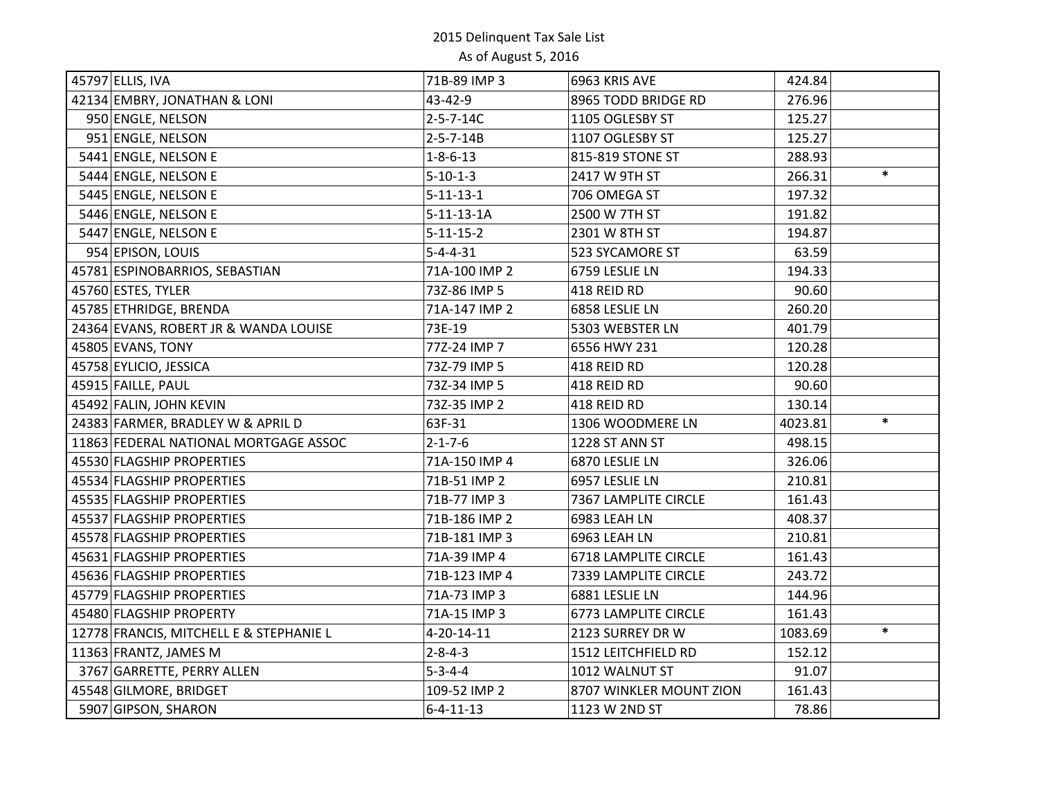2015 Delinquent Tax Sale List
As of August 5, 2016

| | | | | | |
|---|---|---|---|---|---|
| 45797 | ELLIS, IVA | 71B-89 IMP 3 | 6963 KRIS AVE | 424.84 | |
| 42134 | EMBRY, JONATHAN & LONI | 43-42-9 | 8965 TODD BRIDGE RD | 276.96 | |
| 950 | ENGLE, NELSON | 2-5-7-14C | 1105 OGLESBY ST | 125.27 | |
| 951 | ENGLE, NELSON | 2-5-7-14B | 1107 OGLESBY ST | 125.27 | |
| 5441 | ENGLE, NELSON E | 1-8-6-13 | 815-819 STONE ST | 288.93 | |
| 5444 | ENGLE, NELSON E | 5-10-1-3 | 2417 W 9TH ST | 266.31 | * |
| 5445 | ENGLE, NELSON E | 5-11-13-1 | 706 OMEGA ST | 197.32 | |
| 5446 | ENGLE, NELSON E | 5-11-13-1A | 2500 W 7TH ST | 191.82 | |
| 5447 | ENGLE, NELSON E | 5-11-15-2 | 2301 W 8TH ST | 194.87 | |
| 954 | EPISON, LOUIS | 5-4-4-31 | 523 SYCAMORE ST | 63.59 | |
| 45781 | ESPINOBARRIOS, SEBASTIAN | 71A-100 IMP 2 | 6759 LESLIE LN | 194.33 | |
| 45760 | ESTES, TYLER | 73Z-86 IMP 5 | 418 REID RD | 90.60 | |
| 45785 | ETHRIDGE, BRENDA | 71A-147 IMP 2 | 6858 LESLIE LN | 260.20 | |
| 24364 | EVANS, ROBERT JR & WANDA LOUISE | 73E-19 | 5303 WEBSTER LN | 401.79 | |
| 45805 | EVANS, TONY | 77Z-24 IMP 7 | 6556 HWY 231 | 120.28 | |
| 45758 | EYLICIO, JESSICA | 73Z-79 IMP 5 | 418 REID RD | 120.28 | |
| 45915 | FAILLE, PAUL | 73Z-34 IMP 5 | 418 REID RD | 90.60 | |
| 45492 | FALIN, JOHN KEVIN | 73Z-35 IMP 2 | 418 REID RD | 130.14 | |
| 24383 | FARMER, BRADLEY W & APRIL D | 63F-31 | 1306 WOODMERE LN | 4023.81 | * |
| 11863 | FEDERAL NATIONAL MORTGAGE ASSOC | 2-1-7-6 | 1228 ST ANN ST | 498.15 | |
| 45530 | FLAGSHIP PROPERTIES | 71A-150 IMP 4 | 6870 LESLIE LN | 326.06 | |
| 45534 | FLAGSHIP PROPERTIES | 71B-51 IMP 2 | 6957 LESLIE LN | 210.81 | |
| 45535 | FLAGSHIP PROPERTIES | 71B-77 IMP 3 | 7367 LAMPLITE CIRCLE | 161.43 | |
| 45537 | FLAGSHIP PROPERTIES | 71B-186 IMP 2 | 6983 LEAH LN | 408.37 | |
| 45578 | FLAGSHIP PROPERTIES | 71B-181 IMP 3 | 6963 LEAH LN | 210.81 | |
| 45631 | FLAGSHIP PROPERTIES | 71A-39 IMP 4 | 6718 LAMPLITE CIRCLE | 161.43 | |
| 45636 | FLAGSHIP PROPERTIES | 71B-123 IMP 4 | 7339 LAMPLITE CIRCLE | 243.72 | |
| 45779 | FLAGSHIP PROPERTIES | 71A-73 IMP 3 | 6881 LESLIE LN | 144.96 | |
| 45480 | FLAGSHIP PROPERTY | 71A-15 IMP 3 | 6773 LAMPLITE CIRCLE | 161.43 | |
| 12778 | FRANCIS, MITCHELL E & STEPHANIE L | 4-20-14-11 | 2123 SURREY DR W | 1083.69 | * |
| 11363 | FRANTZ, JAMES M | 2-8-4-3 | 1512 LEITCHFIELD RD | 152.12 | |
| 3767 | GARRETTE, PERRY ALLEN | 5-3-4-4 | 1012 WALNUT ST | 91.07 | |
| 45548 | GILMORE, BRIDGET | 109-52 IMP 2 | 8707 WINKLER MOUNT ZION | 161.43 | |
| 5907 | GIPSON, SHARON | 6-4-11-13 | 1123 W 2ND ST | 78.86 | |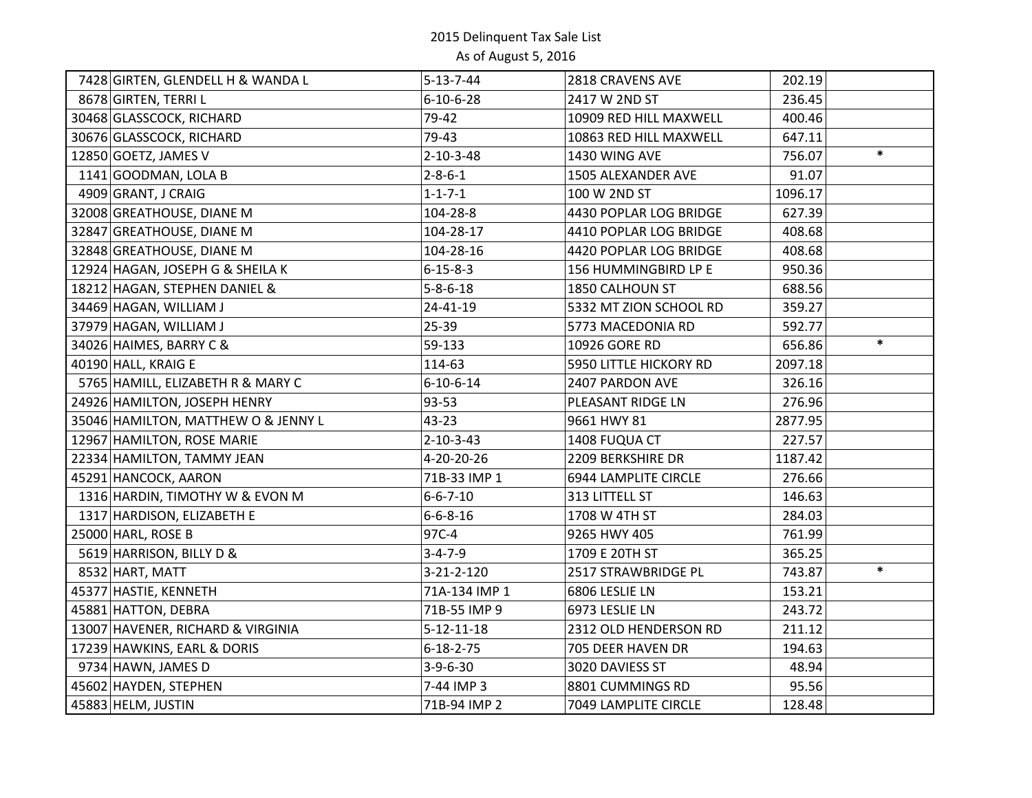# 2015 Delinquent Tax Sale List

As of August 5, 2016

| | | | | | |
|---|---|---|---|---|---|
| 7428 | GIRTEN, GLENDELL H & WANDA L | 5-13-7-44 | 2818 CRAVENS AVE | 202.19 | |
| 8678 | GIRTEN, TERRI L | 6-10-6-28 | 2417 W 2ND ST | 236.45 | |
| 30468 | GLASSCOCK, RICHARD | 79-42 | 10909 RED HILL MAXWELL | 400.46 | |
| 30676 | GLASSCOCK, RICHARD | 79-43 | 10863 RED HILL MAXWELL | 647.11 | |
| 12850 | GOETZ, JAMES V | 2-10-3-48 | 1430 WING AVE | 756.07 | * |
| 1141 | GOODMAN, LOLA B | 2-8-6-1 | 1505 ALEXANDER AVE | 91.07 | |
| 4909 | GRANT, J CRAIG | 1-1-7-1 | 100 W 2ND ST | 1096.17 | |
| 32008 | GREATHOUSE, DIANE M | 104-28-8 | 4430 POPLAR LOG BRIDGE | 627.39 | |
| 32847 | GREATHOUSE, DIANE M | 104-28-17 | 4410 POPLAR LOG BRIDGE | 408.68 | |
| 32848 | GREATHOUSE, DIANE M | 104-28-16 | 4420 POPLAR LOG BRIDGE | 408.68 | |
| 12924 | HAGAN, JOSEPH G & SHEILA K | 6-15-8-3 | 156 HUMMINGBIRD LP E | 950.36 | |
| 18212 | HAGAN, STEPHEN DANIEL & | 5-8-6-18 | 1850 CALHOUN ST | 688.56 | |
| 34469 | HAGAN, WILLIAM J | 24-41-19 | 5332 MT ZION SCHOOL RD | 359.27 | |
| 37979 | HAGAN, WILLIAM J | 25-39 | 5773 MACEDONIA RD | 592.77 | |
| 34026 | HAIMES, BARRY C & | 59-133 | 10926 GORE RD | 656.86 | * |
| 40190 | HALL, KRAIG E | 114-63 | 5950 LITTLE HICKORY RD | 2097.18 | |
| 5765 | HAMILL, ELIZABETH R & MARY C | 6-10-6-14 | 2407 PARDON AVE | 326.16 | |
| 24926 | HAMILTON, JOSEPH HENRY | 93-53 | PLEASANT RIDGE LN | 276.96 | |
| 35046 | HAMILTON, MATTHEW O & JENNY L | 43-23 | 9661 HWY 81 | 2877.95 | |
| 12967 | HAMILTON, ROSE MARIE | 2-10-3-43 | 1408 FUQUA CT | 227.57 | |
| 22334 | HAMILTON, TAMMY JEAN | 4-20-20-26 | 2209 BERKSHIRE DR | 1187.42 | |
| 45291 | HANCOCK, AARON | 71B-33 IMP 1 | 6944 LAMPLITE CIRCLE | 276.66 | |
| 1316 | HARDIN, TIMOTHY W & EVON M | 6-6-7-10 | 313 LITTELL ST | 146.63 | |
| 1317 | HARDISON, ELIZABETH E | 6-6-8-16 | 1708 W 4TH ST | 284.03 | |
| 25000 | HARL, ROSE B | 97C-4 | 9265 HWY 405 | 761.99 | |
| 5619 | HARRISON, BILLY D & | 3-4-7-9 | 1709 E 20TH ST | 365.25 | |
| 8532 | HART, MATT | 3-21-2-120 | 2517 STRAWBRIDGE PL | 743.87 | * |
| 45377 | HASTIE, KENNETH | 71A-134 IMP 1 | 6806 LESLIE LN | 153.21 | |
| 45881 | HATTON, DEBRA | 71B-55 IMP 9 | 6973 LESLIE LN | 243.72 | |
| 13007 | HAVENER, RICHARD & VIRGINIA | 5-12-11-18 | 2312 OLD HENDERSON RD | 211.12 | |
| 17239 | HAWKINS, EARL & DORIS | 6-18-2-75 | 705 DEER HAVEN DR | 194.63 | |
| 9734 | HAWN, JAMES D | 3-9-6-30 | 3020 DAVIESS ST | 48.94 | |
| 45602 | HAYDEN, STEPHEN | 7-44 IMP 3 | 8801 CUMMINGS RD | 95.56 | |
| 45883 | HELM, JUSTIN | 71B-94 IMP 2 | 7049 LAMPLITE CIRCLE | 128.48 | |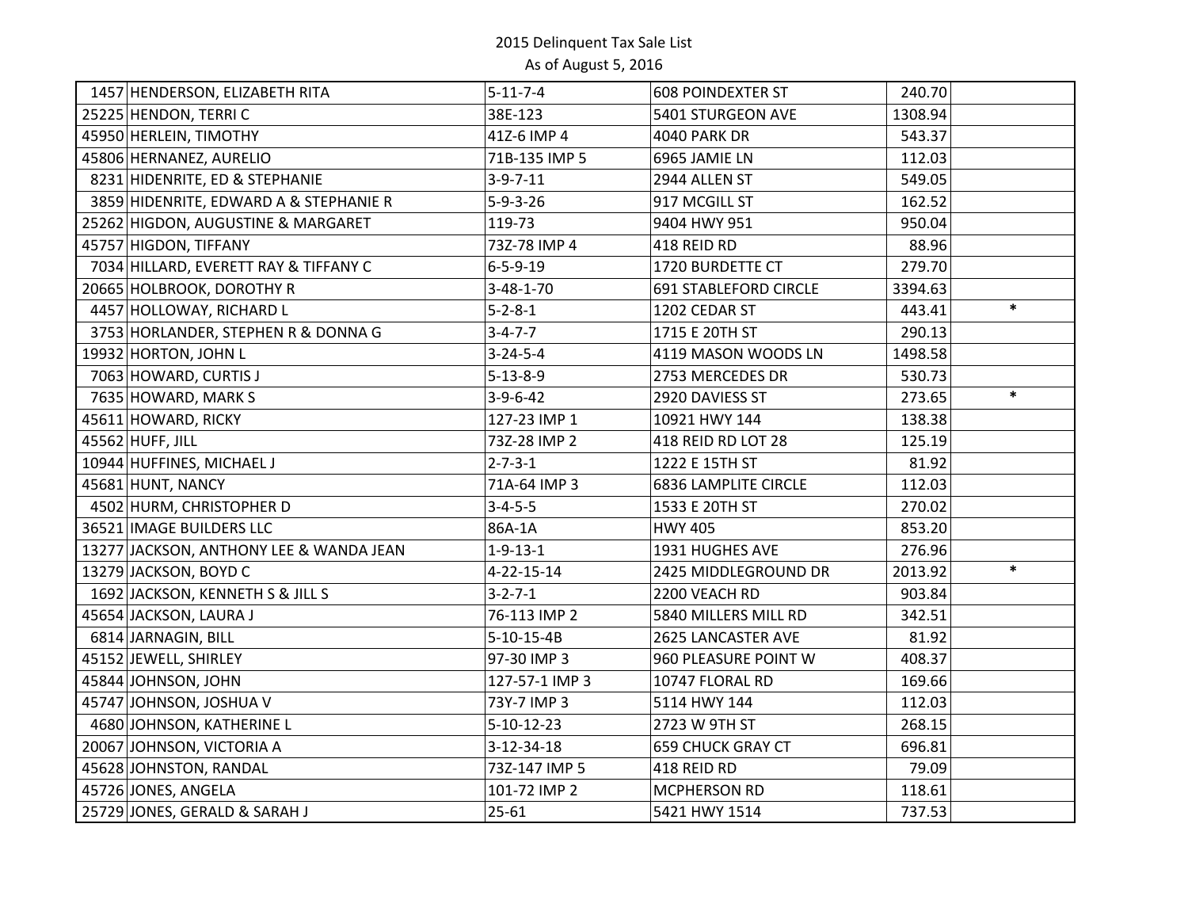2015 Delinquent Tax Sale List

As of August 5, 2016

| | | | | | |
|---|---|---|---|---|---|
| 1457 | HENDERSON, ELIZABETH RITA | 5-11-7-4 | 608 POINDEXTER ST | 240.70 | |
| 25225 | HENDON, TERRI C | 38E-123 | 5401 STURGEON AVE | 1308.94 | |
| 45950 | HERLEIN, TIMOTHY | 41Z-6 IMP 4 | 4040 PARK DR | 543.37 | |
| 45806 | HERNANEZ, AURELIO | 71B-135 IMP 5 | 6965 JAMIE LN | 112.03 | |
| 8231 | HIDENRITE, ED & STEPHANIE | 3-9-7-11 | 2944 ALLEN ST | 549.05 | |
| 3859 | HIDENRITE, EDWARD A & STEPHANIE R | 5-9-3-26 | 917 MCGILL ST | 162.52 | |
| 25262 | HIGDON, AUGUSTINE & MARGARET | 119-73 | 9404 HWY 951 | 950.04 | |
| 45757 | HIGDON, TIFFANY | 73Z-78 IMP 4 | 418 REID RD | 88.96 | |
| 7034 | HILLARD, EVERETT RAY & TIFFANY C | 6-5-9-19 | 1720 BURDETTE CT | 279.70 | |
| 20665 | HOLBROOK, DOROTHY R | 3-48-1-70 | 691 STABLEFORD CIRCLE | 3394.63 | |
| 4457 | HOLLOWAY, RICHARD L | 5-2-8-1 | 1202 CEDAR ST | 443.41 | * |
| 3753 | HORLANDER, STEPHEN R & DONNA G | 3-4-7-7 | 1715 E 20TH ST | 290.13 | |
| 19932 | HORTON, JOHN L | 3-24-5-4 | 4119 MASON WOODS LN | 1498.58 | |
| 7063 | HOWARD, CURTIS J | 5-13-8-9 | 2753 MERCEDES DR | 530.73 | |
| 7635 | HOWARD, MARK S | 3-9-6-42 | 2920 DAVIESS ST | 273.65 | * |
| 45611 | HOWARD, RICKY | 127-23 IMP 1 | 10921 HWY 144 | 138.38 | |
| 45562 | HUFF, JILL | 73Z-28 IMP 2 | 418 REID RD LOT 28 | 125.19 | |
| 10944 | HUFFINES, MICHAEL J | 2-7-3-1 | 1222 E 15TH ST | 81.92 | |
| 45681 | HUNT, NANCY | 71A-64 IMP 3 | 6836 LAMPLITE CIRCLE | 112.03 | |
| 4502 | HURM, CHRISTOPHER D | 3-4-5-5 | 1533 E 20TH ST | 270.02 | |
| 36521 | IMAGE BUILDERS LLC | 86A-1A | HWY 405 | 853.20 | |
| 13277 | JACKSON, ANTHONY LEE & WANDA JEAN | 1-9-13-1 | 1931 HUGHES AVE | 276.96 | |
| 13279 | JACKSON, BOYD C | 4-22-15-14 | 2425 MIDDLEGROUND DR | 2013.92 | * |
| 1692 | JACKSON, KENNETH S & JILL S | 3-2-7-1 | 2200 VEACH RD | 903.84 | |
| 45654 | JACKSON, LAURA J | 76-113 IMP 2 | 5840 MILLERS MILL RD | 342.51 | |
| 6814 | JARNAGIN, BILL | 5-10-15-4B | 2625 LANCASTER AVE | 81.92 | |
| 45152 | JEWELL, SHIRLEY | 97-30 IMP 3 | 960 PLEASURE POINT W | 408.37 | |
| 45844 | JOHNSON, JOHN | 127-57-1 IMP 3 | 10747 FLORAL RD | 169.66 | |
| 45747 | JOHNSON, JOSHUA V | 73Y-7 IMP 3 | 5114 HWY 144 | 112.03 | |
| 4680 | JOHNSON, KATHERINE L | 5-10-12-23 | 2723 W 9TH ST | 268.15 | |
| 20067 | JOHNSON, VICTORIA A | 3-12-34-18 | 659 CHUCK GRAY CT | 696.81 | |
| 45628 | JOHNSTON, RANDAL | 73Z-147 IMP 5 | 418 REID RD | 79.09 | |
| 45726 | JONES, ANGELA | 101-72 IMP 2 | MCPHERSON RD | 118.61 | |
| 25729 | JONES, GERALD & SARAH J | 25-61 | 5421 HWY 1514 | 737.53 | |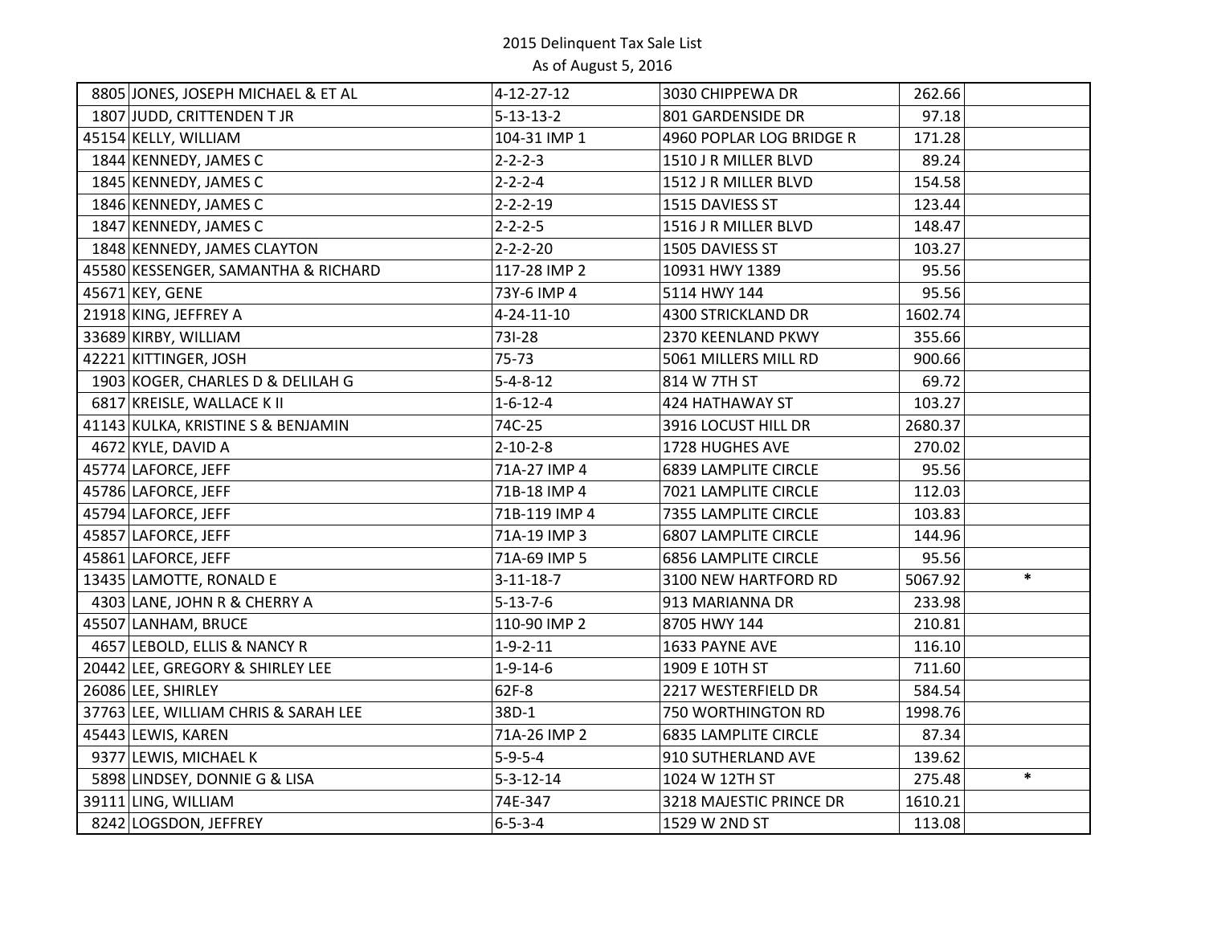2015 Delinquent Tax Sale List
As of August 5, 2016

| | | | | | |
|---|---|---|---|---|---|
| 8805 | JONES, JOSEPH MICHAEL & ET AL | 4-12-27-12 | 3030 CHIPPEWA DR | 262.66 | |
| 1807 | JUDD, CRITTENDEN T JR | 5-13-13-2 | 801 GARDENSIDE DR | 97.18 | |
| 45154 | KELLY, WILLIAM | 104-31 IMP 1 | 4960 POPLAR LOG BRIDGE R | 171.28 | |
| 1844 | KENNEDY, JAMES C | 2-2-2-3 | 1510 J R MILLER BLVD | 89.24 | |
| 1845 | KENNEDY, JAMES C | 2-2-2-4 | 1512 J R MILLER BLVD | 154.58 | |
| 1846 | KENNEDY, JAMES C | 2-2-2-19 | 1515 DAVIESS ST | 123.44 | |
| 1847 | KENNEDY, JAMES C | 2-2-2-5 | 1516 J R MILLER BLVD | 148.47 | |
| 1848 | KENNEDY, JAMES CLAYTON | 2-2-2-20 | 1505 DAVIESS ST | 103.27 | |
| 45580 | KESSENGER, SAMANTHA & RICHARD | 117-28 IMP 2 | 10931 HWY 1389 | 95.56 | |
| 45671 | KEY, GENE | 73Y-6 IMP 4 | 5114 HWY 144 | 95.56 | |
| 21918 | KING, JEFFREY A | 4-24-11-10 | 4300 STRICKLAND DR | 1602.74 | |
| 33689 | KIRBY, WILLIAM | 73I-28 | 2370 KEENLAND PKWY | 355.66 | |
| 42221 | KITTINGER, JOSH | 75-73 | 5061 MILLERS MILL RD | 900.66 | |
| 1903 | KOGER, CHARLES D & DELILAH G | 5-4-8-12 | 814 W 7TH ST | 69.72 | |
| 6817 | KREISLE, WALLACE K II | 1-6-12-4 | 424 HATHAWAY ST | 103.27 | |
| 41143 | KULKA, KRISTINE S & BENJAMIN | 74C-25 | 3916 LOCUST HILL DR | 2680.37 | |
| 4672 | KYLE, DAVID A | 2-10-2-8 | 1728 HUGHES AVE | 270.02 | |
| 45774 | LAFORCE, JEFF | 71A-27 IMP 4 | 6839 LAMPLITE CIRCLE | 95.56 | |
| 45786 | LAFORCE, JEFF | 71B-18 IMP 4 | 7021 LAMPLITE CIRCLE | 112.03 | |
| 45794 | LAFORCE, JEFF | 71B-119 IMP 4 | 7355 LAMPLITE CIRCLE | 103.83 | |
| 45857 | LAFORCE, JEFF | 71A-19 IMP 3 | 6807 LAMPLITE CIRCLE | 144.96 | |
| 45861 | LAFORCE, JEFF | 71A-69 IMP 5 | 6856 LAMPLITE CIRCLE | 95.56 | |
| 13435 | LAMOTTE, RONALD E | 3-11-18-7 | 3100 NEW HARTFORD RD | 5067.92 | * |
| 4303 | LANE, JOHN R & CHERRY A | 5-13-7-6 | 913 MARIANNA DR | 233.98 | |
| 45507 | LANHAM, BRUCE | 110-90 IMP 2 | 8705 HWY 144 | 210.81 | |
| 4657 | LEBOLD, ELLIS & NANCY R | 1-9-2-11 | 1633 PAYNE AVE | 116.10 | |
| 20442 | LEE, GREGORY & SHIRLEY LEE | 1-9-14-6 | 1909 E 10TH ST | 711.60 | |
| 26086 | LEE, SHIRLEY | 62F-8 | 2217 WESTERFIELD DR | 584.54 | |
| 37763 | LEE, WILLIAM CHRIS & SARAH LEE | 38D-1 | 750 WORTHINGTON RD | 1998.76 | |
| 45443 | LEWIS, KAREN | 71A-26 IMP 2 | 6835 LAMPLITE CIRCLE | 87.34 | |
| 9377 | LEWIS, MICHAEL K | 5-9-5-4 | 910 SUTHERLAND AVE | 139.62 | |
| 5898 | LINDSEY, DONNIE G & LISA | 5-3-12-14 | 1024 W 12TH ST | 275.48 | * |
| 39111 | LING, WILLIAM | 74E-347 | 3218 MAJESTIC PRINCE DR | 1610.21 | |
| 8242 | LOGSDON, JEFFREY | 6-5-3-4 | 1529 W 2ND ST | 113.08 | |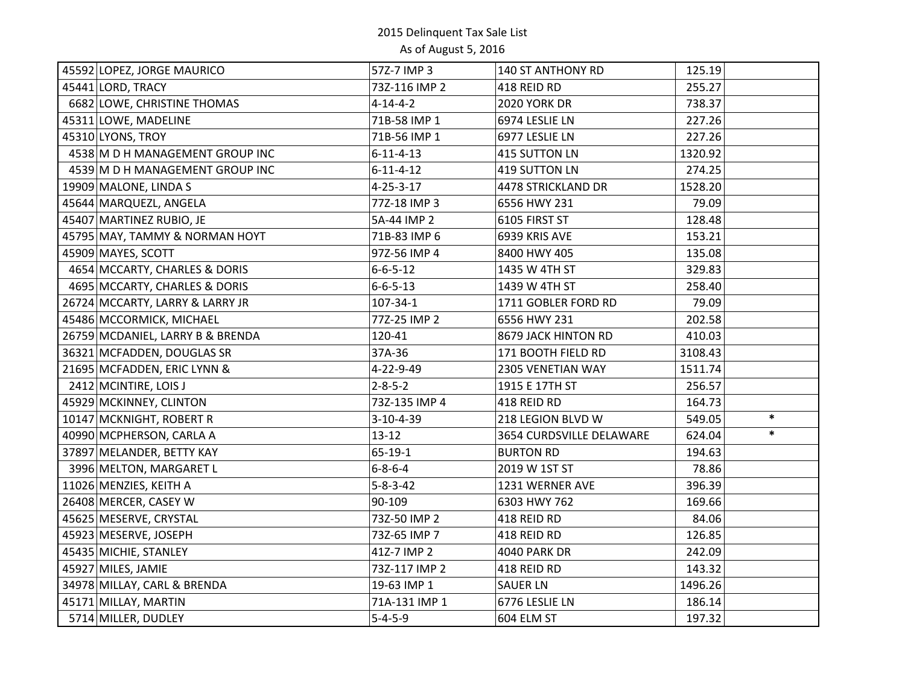2015 Delinquent Tax Sale List
As of August 5, 2016

| | | | | | |
|---|---|---|---|---|---|
| 45592 | LOPEZ, JORGE MAURICO | 57Z-7 IMP 3 | 140 ST ANTHONY RD | 125.19 | |
| 45441 | LORD, TRACY | 73Z-116 IMP 2 | 418 REID RD | 255.27 | |
| 6682 | LOWE, CHRISTINE THOMAS | 4-14-4-2 | 2020 YORK DR | 738.37 | |
| 45311 | LOWE, MADELINE | 71B-58 IMP 1 | 6974 LESLIE LN | 227.26 | |
| 45310 | LYONS, TROY | 71B-56 IMP 1 | 6977 LESLIE LN | 227.26 | |
| 4538 | M D H MANAGEMENT GROUP INC | 6-11-4-13 | 415 SUTTON LN | 1320.92 | |
| 4539 | M D H MANAGEMENT GROUP INC | 6-11-4-12 | 419 SUTTON LN | 274.25 | |
| 19909 | MALONE, LINDA S | 4-25-3-17 | 4478 STRICKLAND DR | 1528.20 | |
| 45644 | MARQUEZL, ANGELA | 77Z-18 IMP 3 | 6556 HWY 231 | 79.09 | |
| 45407 | MARTINEZ RUBIO, JE | 5A-44 IMP 2 | 6105 FIRST ST | 128.48 | |
| 45795 | MAY, TAMMY & NORMAN HOYT | 71B-83 IMP 6 | 6939 KRIS AVE | 153.21 | |
| 45909 | MAYES, SCOTT | 97Z-56 IMP 4 | 8400 HWY 405 | 135.08 | |
| 4654 | MCCARTY, CHARLES & DORIS | 6-6-5-12 | 1435 W 4TH ST | 329.83 | |
| 4695 | MCCARTY, CHARLES & DORIS | 6-6-5-13 | 1439 W 4TH ST | 258.40 | |
| 26724 | MCCARTY, LARRY & LARRY JR | 107-34-1 | 1711 GOBLER FORD RD | 79.09 | |
| 45486 | MCCORMICK, MICHAEL | 77Z-25 IMP 2 | 6556 HWY 231 | 202.58 | |
| 26759 | MCDANIEL, LARRY B & BRENDA | 120-41 | 8679 JACK HINTON RD | 410.03 | |
| 36321 | MCFADDEN, DOUGLAS SR | 37A-36 | 171 BOOTH FIELD RD | 3108.43 | |
| 21695 | MCFADDEN, ERIC LYNN & | 4-22-9-49 | 2305 VENETIAN WAY | 1511.74 | |
| 2412 | MCINTIRE, LOIS J | 2-8-5-2 | 1915 E 17TH ST | 256.57 | |
| 45929 | MCKINNEY, CLINTON | 73Z-135 IMP 4 | 418 REID RD | 164.73 | |
| 10147 | MCKNIGHT, ROBERT R | 3-10-4-39 | 218 LEGION BLVD W | 549.05 | * |
| 40990 | MCPHERSON, CARLA A | 13-12 | 3654 CURDSVILLE DELAWARE | 624.04 | * |
| 37897 | MELANDER, BETTY KAY | 65-19-1 | BURTON RD | 194.63 | |
| 3996 | MELTON, MARGARET L | 6-8-6-4 | 2019 W 1ST ST | 78.86 | |
| 11026 | MENZIES, KEITH A | 5-8-3-42 | 1231 WERNER AVE | 396.39 | |
| 26408 | MERCER, CASEY W | 90-109 | 6303 HWY 762 | 169.66 | |
| 45625 | MESERVE, CRYSTAL | 73Z-50 IMP 2 | 418 REID RD | 84.06 | |
| 45923 | MESERVE, JOSEPH | 73Z-65 IMP 7 | 418 REID RD | 126.85 | |
| 45435 | MICHIE, STANLEY | 41Z-7 IMP 2 | 4040 PARK DR | 242.09 | |
| 45927 | MILES, JAMIE | 73Z-117 IMP 2 | 418 REID RD | 143.32 | |
| 34978 | MILLAY, CARL & BRENDA | 19-63 IMP 1 | SAUER LN | 1496.26 | |
| 45171 | MILLAY, MARTIN | 71A-131 IMP 1 | 6776 LESLIE LN | 186.14 | |
| 5714 | MILLER, DUDLEY | 5-4-5-9 | 604 ELM ST | 197.32 | |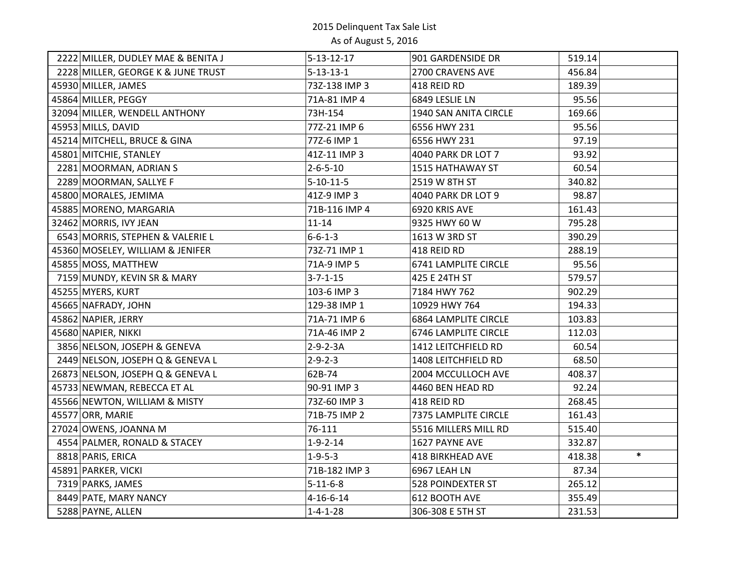2015 Delinquent Tax Sale List
As of August 5, 2016

| | | | | | |
|---|---|---|---|---|---|
| 2222 | MILLER, DUDLEY MAE & BENITA J | 5-13-12-17 | 901 GARDENSIDE DR | 519.14 | |
| 2228 | MILLER, GEORGE K & JUNE TRUST | 5-13-13-1 | 2700 CRAVENS AVE | 456.84 | |
| 45930 | MILLER, JAMES | 73Z-138 IMP 3 | 418 REID RD | 189.39 | |
| 45864 | MILLER, PEGGY | 71A-81 IMP 4 | 6849 LESLIE LN | 95.56 | |
| 32094 | MILLER, WENDELL ANTHONY | 73H-154 | 1940 SAN ANITA CIRCLE | 169.66 | |
| 45953 | MILLS, DAVID | 77Z-21 IMP 6 | 6556 HWY 231 | 95.56 | |
| 45214 | MITCHELL, BRUCE & GINA | 77Z-6 IMP 1 | 6556 HWY 231 | 97.19 | |
| 45801 | MITCHIE, STANLEY | 41Z-11 IMP 3 | 4040 PARK DR LOT 7 | 93.92 | |
| 2281 | MOORMAN, ADRIAN S | 2-6-5-10 | 1515 HATHAWAY ST | 60.54 | |
| 2289 | MOORMAN, SALLYE F | 5-10-11-5 | 2519 W 8TH ST | 340.82 | |
| 45800 | MORALES, JEMIMA | 41Z-9 IMP 3 | 4040 PARK DR LOT 9 | 98.87 | |
| 45885 | MORENO, MARGARIA | 71B-116 IMP 4 | 6920 KRIS AVE | 161.43 | |
| 32462 | MORRIS, IVY JEAN | 11-14 | 9325 HWY 60 W | 795.28 | |
| 6543 | MORRIS, STEPHEN & VALERIE L | 6-6-1-3 | 1613 W 3RD ST | 390.29 | |
| 45360 | MOSELEY, WILLIAM & JENIFER | 73Z-71 IMP 1 | 418 REID RD | 288.19 | |
| 45855 | MOSS, MATTHEW | 71A-9 IMP 5 | 6741 LAMPLITE CIRCLE | 95.56 | |
| 7159 | MUNDY, KEVIN SR & MARY | 3-7-1-15 | 425 E 24TH ST | 579.57 | |
| 45255 | MYERS, KURT | 103-6 IMP 3 | 7184 HWY 762 | 902.29 | |
| 45665 | NAFRADY, JOHN | 129-38 IMP 1 | 10929 HWY 764 | 194.33 | |
| 45862 | NAPIER, JERRY | 71A-71 IMP 6 | 6864 LAMPLITE CIRCLE | 103.83 | |
| 45680 | NAPIER, NIKKI | 71A-46 IMP 2 | 6746 LAMPLITE CIRCLE | 112.03 | |
| 3856 | NELSON, JOSEPH & GENEVA | 2-9-2-3A | 1412 LEITCHFIELD RD | 60.54 | |
| 2449 | NELSON, JOSEPH Q & GENEVA L | 2-9-2-3 | 1408 LEITCHFIELD RD | 68.50 | |
| 26873 | NELSON, JOSEPH Q & GENEVA L | 62B-74 | 2004 MCCULLOCH AVE | 408.37 | |
| 45733 | NEWMAN, REBECCA ET AL | 90-91 IMP 3 | 4460 BEN HEAD RD | 92.24 | |
| 45566 | NEWTON, WILLIAM & MISTY | 73Z-60 IMP 3 | 418 REID RD | 268.45 | |
| 45577 | ORR, MARIE | 71B-75 IMP 2 | 7375 LAMPLITE CIRCLE | 161.43 | |
| 27024 | OWENS, JOANNA M | 76-111 | 5516 MILLERS MILL RD | 515.40 | |
| 4554 | PALMER, RONALD & STACEY | 1-9-2-14 | 1627 PAYNE AVE | 332.87 | |
| 8818 | PARIS, ERICA | 1-9-5-3 | 418 BIRKHEAD AVE | 418.38 | * |
| 45891 | PARKER, VICKI | 71B-182 IMP 3 | 6967 LEAH LN | 87.34 | |
| 7319 | PARKS, JAMES | 5-11-6-8 | 528 POINDEXTER ST | 265.12 | |
| 8449 | PATE, MARY NANCY | 4-16-6-14 | 612 BOOTH AVE | 355.49 | |
| 5288 | PAYNE, ALLEN | 1-4-1-28 | 306-308 E 5TH ST | 231.53 | |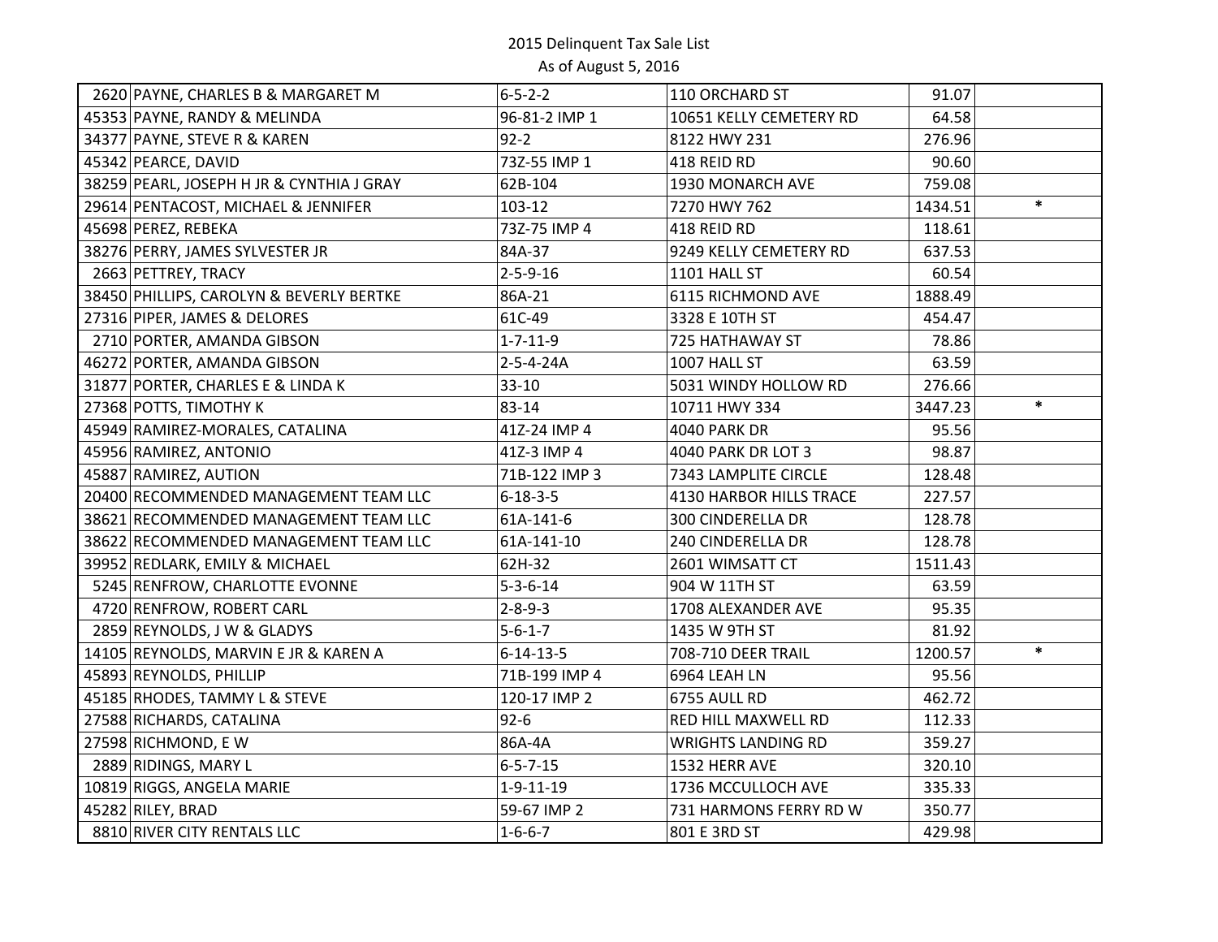2015 Delinquent Tax Sale List
As of August 5, 2016

| | | | | | |
|---|---|---|---|---|---|
| 2620 | PAYNE, CHARLES B & MARGARET M | 6-5-2-2 | 110 ORCHARD ST | 91.07 | |
| 45353 | PAYNE, RANDY & MELINDA | 96-81-2 IMP 1 | 10651 KELLY CEMETERY RD | 64.58 | |
| 34377 | PAYNE, STEVE R & KAREN | 92-2 | 8122 HWY 231 | 276.96 | |
| 45342 | PEARCE, DAVID | 73Z-55 IMP 1 | 418 REID RD | 90.60 | |
| 38259 | PEARL, JOSEPH H JR & CYNTHIA J GRAY | 62B-104 | 1930 MONARCH AVE | 759.08 | |
| 29614 | PENTACOST, MICHAEL & JENNIFER | 103-12 | 7270 HWY 762 | 1434.51 | * |
| 45698 | PEREZ, REBEKA | 73Z-75 IMP 4 | 418 REID RD | 118.61 | |
| 38276 | PERRY, JAMES SYLVESTER JR | 84A-37 | 9249 KELLY CEMETERY RD | 637.53 | |
| 2663 | PETTREY, TRACY | 2-5-9-16 | 1101 HALL ST | 60.54 | |
| 38450 | PHILLIPS, CAROLYN & BEVERLY BERTKE | 86A-21 | 6115 RICHMOND AVE | 1888.49 | |
| 27316 | PIPER, JAMES & DELORES | 61C-49 | 3328 E 10TH ST | 454.47 | |
| 2710 | PORTER, AMANDA GIBSON | 1-7-11-9 | 725 HATHAWAY ST | 78.86 | |
| 46272 | PORTER, AMANDA GIBSON | 2-5-4-24A | 1007 HALL ST | 63.59 | |
| 31877 | PORTER, CHARLES E & LINDA K | 33-10 | 5031 WINDY HOLLOW RD | 276.66 | |
| 27368 | POTTS, TIMOTHY K | 83-14 | 10711 HWY 334 | 3447.23 | * |
| 45949 | RAMIREZ-MORALES, CATALINA | 41Z-24 IMP 4 | 4040 PARK DR | 95.56 | |
| 45956 | RAMIREZ, ANTONIO | 41Z-3 IMP 4 | 4040 PARK DR LOT 3 | 98.87 | |
| 45887 | RAMIREZ, AUTION | 71B-122 IMP 3 | 7343 LAMPLITE CIRCLE | 128.48 | |
| 20400 | RECOMMENDED MANAGEMENT TEAM LLC | 6-18-3-5 | 4130 HARBOR HILLS TRACE | 227.57 | |
| 38621 | RECOMMENDED MANAGEMENT TEAM LLC | 61A-141-6 | 300 CINDERELLA DR | 128.78 | |
| 38622 | RECOMMENDED MANAGEMENT TEAM LLC | 61A-141-10 | 240 CINDERELLA DR | 128.78 | |
| 39952 | REDLARK, EMILY & MICHAEL | 62H-32 | 2601 WIMSATT CT | 1511.43 | |
| 5245 | RENFROW, CHARLOTTE EVONNE | 5-3-6-14 | 904 W 11TH ST | 63.59 | |
| 4720 | RENFROW, ROBERT CARL | 2-8-9-3 | 1708 ALEXANDER AVE | 95.35 | |
| 2859 | REYNOLDS, J W & GLADYS | 5-6-1-7 | 1435 W 9TH ST | 81.92 | |
| 14105 | REYNOLDS, MARVIN E JR & KAREN A | 6-14-13-5 | 708-710 DEER TRAIL | 1200.57 | * |
| 45893 | REYNOLDS, PHILLIP | 71B-199 IMP 4 | 6964 LEAH LN | 95.56 | |
| 45185 | RHODES, TAMMY L & STEVE | 120-17 IMP 2 | 6755 AULL RD | 462.72 | |
| 27588 | RICHARDS, CATALINA | 92-6 | RED HILL MAXWELL RD | 112.33 | |
| 27598 | RICHMOND, E W | 86A-4A | WRIGHTS LANDING RD | 359.27 | |
| 2889 | RIDINGS, MARY L | 6-5-7-15 | 1532 HERR AVE | 320.10 | |
| 10819 | RIGGS, ANGELA MARIE | 1-9-11-19 | 1736 MCCULLOCH AVE | 335.33 | |
| 45282 | RILEY, BRAD | 59-67 IMP 2 | 731 HARMONS FERRY RD W | 350.77 | |
| 8810 | RIVER CITY RENTALS LLC | 1-6-6-7 | 801 E 3RD ST | 429.98 | |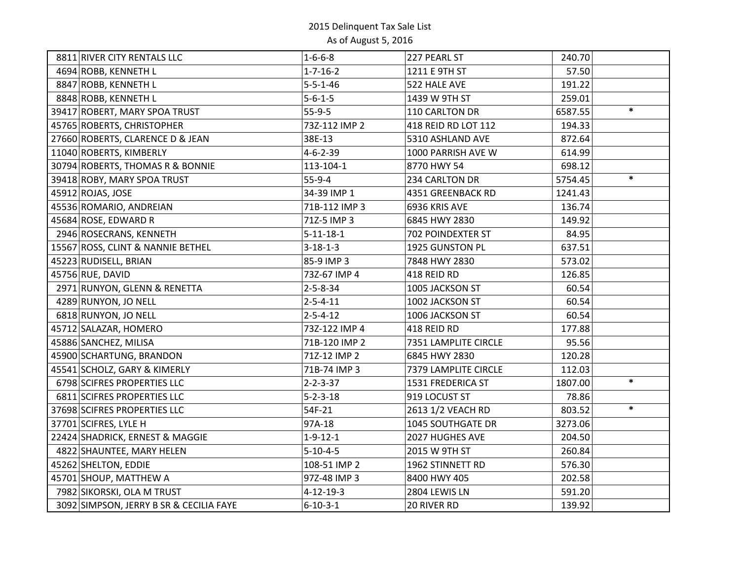2015 Delinquent Tax Sale List

As of August 5, 2016

| | | | | | |
|---|---|---|---|---|---|
| 8811 | RIVER CITY RENTALS LLC | 1-6-6-8 | 227 PEARL ST | 240.70 | |
| 4694 | ROBB, KENNETH L | 1-7-16-2 | 1211 E 9TH ST | 57.50 | |
| 8847 | ROBB, KENNETH L | 5-5-1-46 | 522 HALE AVE | 191.22 | |
| 8848 | ROBB, KENNETH L | 5-6-1-5 | 1439 W 9TH ST | 259.01 | |
| 39417 | ROBERT, MARY SPOA TRUST | 55-9-5 | 110 CARLTON DR | 6587.55 | * |
| 45765 | ROBERTS, CHRISTOPHER | 73Z-112 IMP 2 | 418 REID RD LOT 112 | 194.33 | |
| 27660 | ROBERTS, CLARENCE D & JEAN | 38E-13 | 5310 ASHLAND AVE | 872.64 | |
| 11040 | ROBERTS, KIMBERLY | 4-6-2-39 | 1000 PARRISH AVE W | 614.99 | |
| 30794 | ROBERTS, THOMAS R & BONNIE | 113-104-1 | 8770 HWY 54 | 698.12 | |
| 39418 | ROBY, MARY SPOA TRUST | 55-9-4 | 234 CARLTON DR | 5754.45 | * |
| 45912 | ROJAS, JOSE | 34-39 IMP 1 | 4351 GREENBACK RD | 1241.43 | |
| 45536 | ROMARIO, ANDREIAN | 71B-112 IMP 3 | 6936 KRIS AVE | 136.74 | |
| 45684 | ROSE, EDWARD R | 71Z-5 IMP 3 | 6845 HWY 2830 | 149.92 | |
| 2946 | ROSECRANS, KENNETH | 5-11-18-1 | 702 POINDEXTER ST | 84.95 | |
| 15567 | ROSS, CLINT & NANNIE BETHEL | 3-18-1-3 | 1925 GUNSTON PL | 637.51 | |
| 45223 | RUDISELL, BRIAN | 85-9 IMP 3 | 7848 HWY 2830 | 573.02 | |
| 45756 | RUE, DAVID | 73Z-67 IMP 4 | 418 REID RD | 126.85 | |
| 2971 | RUNYON, GLENN & RENETTA | 2-5-8-34 | 1005 JACKSON ST | 60.54 | |
| 4289 | RUNYON, JO NELL | 2-5-4-11 | 1002 JACKSON ST | 60.54 | |
| 6818 | RUNYON, JO NELL | 2-5-4-12 | 1006 JACKSON ST | 60.54 | |
| 45712 | SALAZAR, HOMERO | 73Z-122 IMP 4 | 418 REID RD | 177.88 | |
| 45886 | SANCHEZ, MILISA | 71B-120 IMP 2 | 7351 LAMPLITE CIRCLE | 95.56 | |
| 45900 | SCHARTUNG, BRANDON | 71Z-12 IMP 2 | 6845 HWY 2830 | 120.28 | |
| 45541 | SCHOLZ, GARY & KIMERLY | 71B-74 IMP 3 | 7379 LAMPLITE CIRCLE | 112.03 | |
| 6798 | SCIFRES PROPERTIES LLC | 2-2-3-37 | 1531 FREDERICA ST | 1807.00 | * |
| 6811 | SCIFRES PROPERTIES LLC | 5-2-3-18 | 919 LOCUST ST | 78.86 | |
| 37698 | SCIFRES PROPERTIES LLC | 54F-21 | 2613 1/2 VEACH RD | 803.52 | * |
| 37701 | SCIFRES, LYLE H | 97A-18 | 1045 SOUTHGATE DR | 3273.06 | |
| 22424 | SHADRICK, ERNEST & MAGGIE | 1-9-12-1 | 2027 HUGHES AVE | 204.50 | |
| 4822 | SHAUNTEE, MARY HELEN | 5-10-4-5 | 2015 W 9TH ST | 260.84 | |
| 45262 | SHELTON, EDDIE | 108-51 IMP 2 | 1962 STINNETT RD | 576.30 | |
| 45701 | SHOUP, MATTHEW A | 97Z-48 IMP 3 | 8400 HWY 405 | 202.58 | |
| 7982 | SIKORSKI, OLA M TRUST | 4-12-19-3 | 2804 LEWIS LN | 591.20 | |
| 3092 | SIMPSON, JERRY B SR & CECILIA FAYE | 6-10-3-1 | 20 RIVER RD | 139.92 | |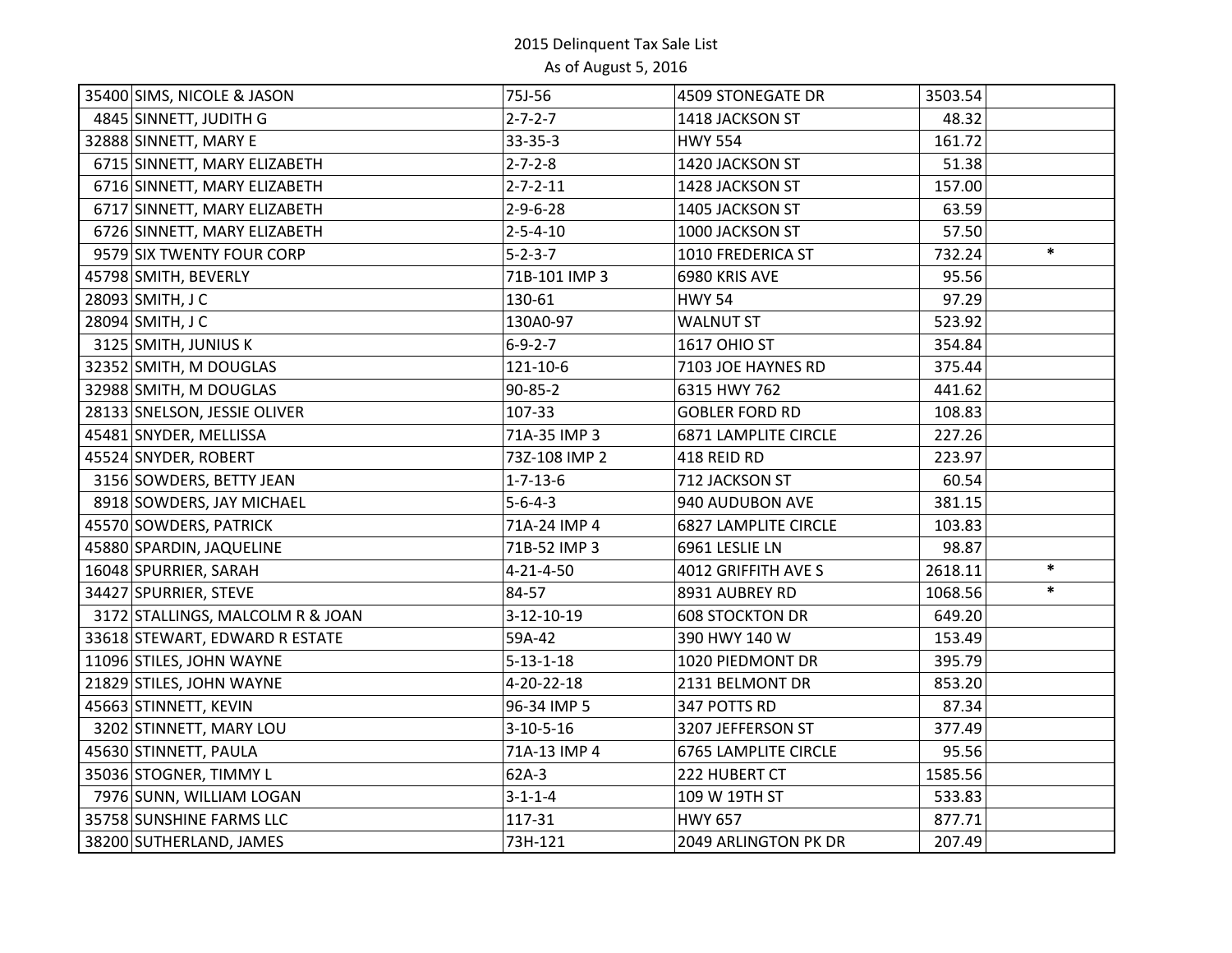2015 Delinquent Tax Sale List

As of August 5, 2016

| | | | | | |
|---|---|---|---|---|---|
| 35400 | SIMS, NICOLE & JASON | 75J-56 | 4509 STONEGATE DR | 3503.54 | |
| 4845 | SINNETT, JUDITH G | 2-7-2-7 | 1418 JACKSON ST | 48.32 | |
| 32888 | SINNETT, MARY E | 33-35-3 | HWY 554 | 161.72 | |
| 6715 | SINNETT, MARY ELIZABETH | 2-7-2-8 | 1420 JACKSON ST | 51.38 | |
| 6716 | SINNETT, MARY ELIZABETH | 2-7-2-11 | 1428 JACKSON ST | 157.00 | |
| 6717 | SINNETT, MARY ELIZABETH | 2-9-6-28 | 1405 JACKSON ST | 63.59 | |
| 6726 | SINNETT, MARY ELIZABETH | 2-5-4-10 | 1000 JACKSON ST | 57.50 | |
| 9579 | SIX TWENTY FOUR CORP | 5-2-3-7 | 1010 FREDERICA ST | 732.24 | * |
| 45798 | SMITH, BEVERLY | 71B-101 IMP 3 | 6980 KRIS AVE | 95.56 | |
| 28093 | SMITH, J C | 130-61 | HWY 54 | 97.29 | |
| 28094 | SMITH, J C | 130A0-97 | WALNUT ST | 523.92 | |
| 3125 | SMITH, JUNIUS K | 6-9-2-7 | 1617 OHIO ST | 354.84 | |
| 32352 | SMITH, M DOUGLAS | 121-10-6 | 7103 JOE HAYNES RD | 375.44 | |
| 32988 | SMITH, M DOUGLAS | 90-85-2 | 6315 HWY 762 | 441.62 | |
| 28133 | SNELSON, JESSIE OLIVER | 107-33 | GOBLER FORD RD | 108.83 | |
| 45481 | SNYDER, MELLISSA | 71A-35 IMP 3 | 6871 LAMPLITE CIRCLE | 227.26 | |
| 45524 | SNYDER, ROBERT | 73Z-108 IMP 2 | 418 REID RD | 223.97 | |
| 3156 | SOWDERS, BETTY JEAN | 1-7-13-6 | 712 JACKSON ST | 60.54 | |
| 8918 | SOWDERS, JAY MICHAEL | 5-6-4-3 | 940 AUDUBON AVE | 381.15 | |
| 45570 | SOWDERS, PATRICK | 71A-24 IMP 4 | 6827 LAMPLITE CIRCLE | 103.83 | |
| 45880 | SPARDIN, JAQUELINE | 71B-52 IMP 3 | 6961 LESLIE LN | 98.87 | |
| 16048 | SPURRIER, SARAH | 4-21-4-50 | 4012 GRIFFITH AVE S | 2618.11 | * |
| 34427 | SPURRIER, STEVE | 84-57 | 8931 AUBREY RD | 1068.56 | * |
| 3172 | STALLINGS, MALCOLM R & JOAN | 3-12-10-19 | 608 STOCKTON DR | 649.20 | |
| 33618 | STEWART, EDWARD R ESTATE | 59A-42 | 390 HWY 140 W | 153.49 | |
| 11096 | STILES, JOHN WAYNE | 5-13-1-18 | 1020 PIEDMONT DR | 395.79 | |
| 21829 | STILES, JOHN WAYNE | 4-20-22-18 | 2131 BELMONT DR | 853.20 | |
| 45663 | STINNETT, KEVIN | 96-34 IMP 5 | 347 POTTS RD | 87.34 | |
| 3202 | STINNETT, MARY LOU | 3-10-5-16 | 3207 JEFFERSON ST | 377.49 | |
| 45630 | STINNETT, PAULA | 71A-13 IMP 4 | 6765 LAMPLITE CIRCLE | 95.56 | |
| 35036 | STOGNER, TIMMY L | 62A-3 | 222 HUBERT CT | 1585.56 | |
| 7976 | SUNN, WILLIAM LOGAN | 3-1-1-4 | 109 W 19TH ST | 533.83 | |
| 35758 | SUNSHINE FARMS LLC | 117-31 | HWY 657 | 877.71 | |
| 38200 | SUTHERLAND, JAMES | 73H-121 | 2049 ARLINGTON PK DR | 207.49 | |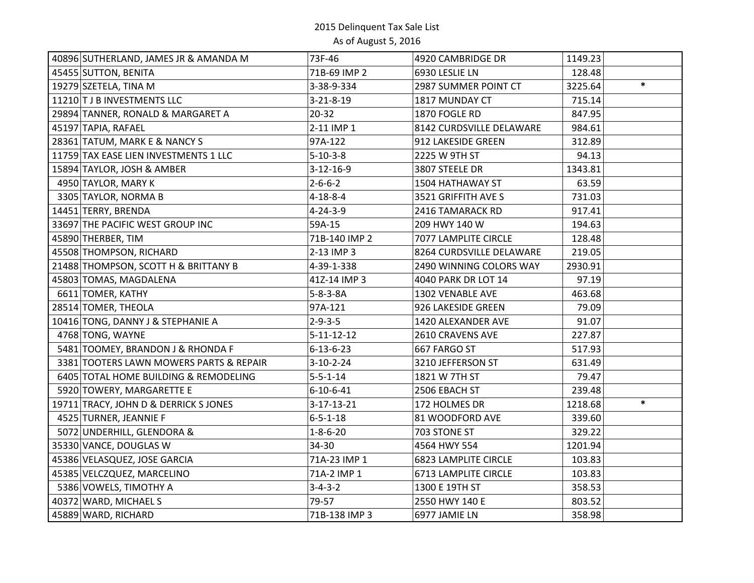2015 Delinquent Tax Sale List
As of August 5, 2016

| | | | | | |
|---|---|---|---|---|---|
| 40896 | SUTHERLAND, JAMES JR & AMANDA M | 73F-46 | 4920 CAMBRIDGE DR | 1149.23 | |
| 45455 | SUTTON, BENITA | 71B-69 IMP 2 | 6930 LESLIE LN | 128.48 | |
| 19279 | SZETELA, TINA M | 3-38-9-334 | 2987 SUMMER POINT CT | 3225.64 | * |
| 11210 | T J B INVESTMENTS LLC | 3-21-8-19 | 1817 MUNDAY CT | 715.14 | |
| 29894 | TANNER, RONALD & MARGARET A | 20-32 | 1870 FOGLE RD | 847.95 | |
| 45197 | TAPIA, RAFAEL | 2-11 IMP 1 | 8142 CURDSVILLE DELAWARE | 984.61 | |
| 28361 | TATUM, MARK E & NANCY S | 97A-122 | 912 LAKESIDE GREEN | 312.89 | |
| 11759 | TAX EASE LIEN INVESTMENTS 1 LLC | 5-10-3-8 | 2225 W 9TH ST | 94.13 | |
| 15894 | TAYLOR, JOSH & AMBER | 3-12-16-9 | 3807 STEELE DR | 1343.81 | |
| 4950 | TAYLOR, MARY K | 2-6-6-2 | 1504 HATHAWAY ST | 63.59 | |
| 3305 | TAYLOR, NORMA B | 4-18-8-4 | 3521 GRIFFITH AVE S | 731.03 | |
| 14451 | TERRY, BRENDA | 4-24-3-9 | 2416 TAMARACK RD | 917.41 | |
| 33697 | THE PACIFIC WEST GROUP INC | 59A-15 | 209 HWY 140 W | 194.63 | |
| 45890 | THERBER, TIM | 71B-140 IMP 2 | 7077 LAMPLITE CIRCLE | 128.48 | |
| 45508 | THOMPSON, RICHARD | 2-13 IMP 3 | 8264 CURDSVILLE DELAWARE | 219.05 | |
| 21488 | THOMPSON, SCOTT H & BRITTANY B | 4-39-1-338 | 2490 WINNING COLORS WAY | 2930.91 | |
| 45803 | TOMAS, MAGDALENA | 41Z-14 IMP 3 | 4040 PARK DR LOT 14 | 97.19 | |
| 6611 | TOMER, KATHY | 5-8-3-8A | 1302 VENABLE AVE | 463.68 | |
| 28514 | TOMER, THEOLA | 97A-121 | 926 LAKESIDE GREEN | 79.09 | |
| 10416 | TONG, DANNY J & STEPHANIE A | 2-9-3-5 | 1420 ALEXANDER AVE | 91.07 | |
| 4768 | TONG, WAYNE | 5-11-12-12 | 2610 CRAVENS AVE | 227.87 | |
| 5481 | TOOMEY, BRANDON J & RHONDA F | 6-13-6-23 | 667 FARGO ST | 517.93 | |
| 3381 | TOOTERS LAWN MOWERS PARTS & REPAIR | 3-10-2-24 | 3210 JEFFERSON ST | 631.49 | |
| 6405 | TOTAL HOME BUILDING & REMODELING | 5-5-1-14 | 1821 W 7TH ST | 79.47 | |
| 5920 | TOWERY, MARGARETTE E | 6-10-6-41 | 2506 EBACH ST | 239.48 | |
| 19711 | TRACY, JOHN D & DERRICK S JONES | 3-17-13-21 | 172 HOLMES DR | 1218.68 | * |
| 4525 | TURNER, JEANNIE F | 6-5-1-18 | 81 WOODFORD AVE | 339.60 | |
| 5072 | UNDERHILL, GLENDORA & | 1-8-6-20 | 703 STONE ST | 329.22 | |
| 35330 | VANCE, DOUGLAS W | 34-30 | 4564 HWY 554 | 1201.94 | |
| 45386 | VELASQUEZ, JOSE GARCIA | 71A-23 IMP 1 | 6823 LAMPLITE CIRCLE | 103.83 | |
| 45385 | VELCZQUEZ, MARCELINO | 71A-2 IMP 1 | 6713 LAMPLITE CIRCLE | 103.83 | |
| 5386 | VOWELS, TIMOTHY A | 3-4-3-2 | 1300 E 19TH ST | 358.53 | |
| 40372 | WARD, MICHAEL S | 79-57 | 2550 HWY 140 E | 803.52 | |
| 45889 | WARD, RICHARD | 71B-138 IMP 3 | 6977 JAMIE LN | 358.98 | |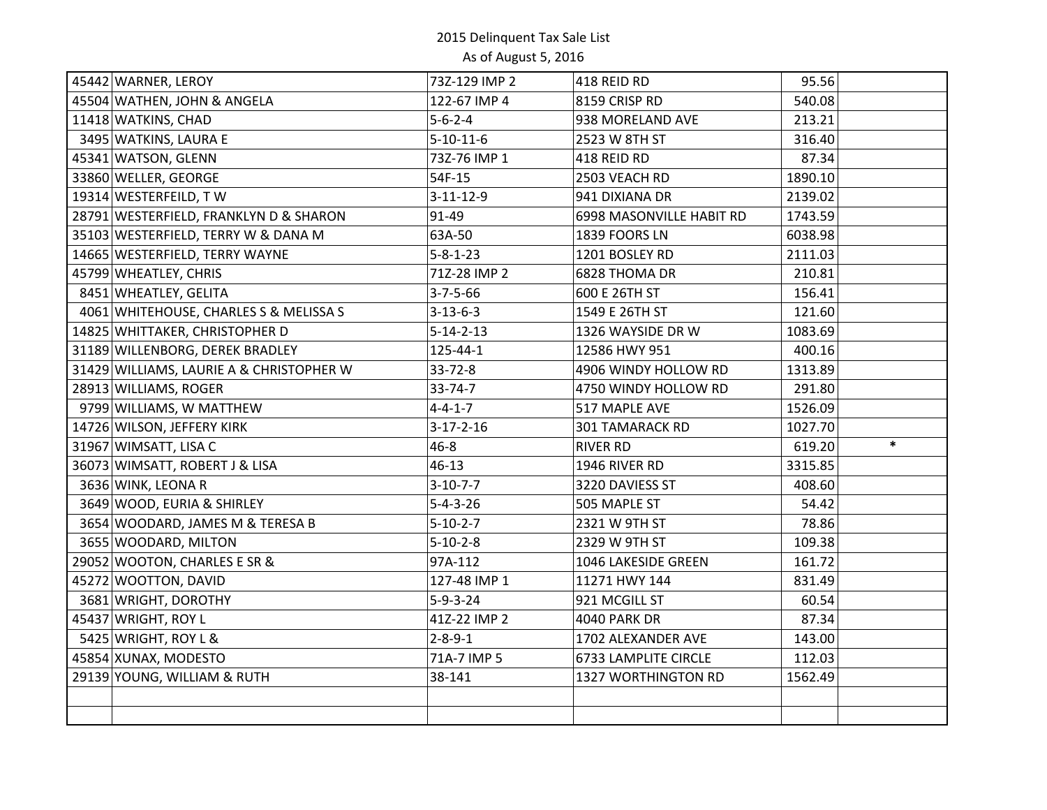2015 Delinquent Tax Sale List
As of August 5, 2016

| | | | | | |
|---|---|---|---|---|---|
| 45442 | WARNER, LEROY | 73Z-129 IMP 2 | 418 REID RD | 95.56 | |
| 45504 | WATHEN, JOHN & ANGELA | 122-67 IMP 4 | 8159 CRISP RD | 540.08 | |
| 11418 | WATKINS, CHAD | 5-6-2-4 | 938 MORELAND AVE | 213.21 | |
| 3495 | WATKINS, LAURA E | 5-10-11-6 | 2523 W 8TH ST | 316.40 | |
| 45341 | WATSON, GLENN | 73Z-76 IMP 1 | 418 REID RD | 87.34 | |
| 33860 | WELLER, GEORGE | 54F-15 | 2503 VEACH RD | 1890.10 | |
| 19314 | WESTERFEILD, T W | 3-11-12-9 | 941 DIXIANA DR | 2139.02 | |
| 28791 | WESTERFIELD, FRANKLYN D & SHARON | 91-49 | 6998 MASONVILLE HABIT RD | 1743.59 | |
| 35103 | WESTERFIELD, TERRY W & DANA M | 63A-50 | 1839 FOORS LN | 6038.98 | |
| 14665 | WESTERFIELD, TERRY WAYNE | 5-8-1-23 | 1201 BOSLEY RD | 2111.03 | |
| 45799 | WHEATLEY, CHRIS | 71Z-28 IMP 2 | 6828 THOMA DR | 210.81 | |
| 8451 | WHEATLEY, GELITA | 3-7-5-66 | 600 E 26TH ST | 156.41 | |
| 4061 | WHITEHOUSE, CHARLES S & MELISSA S | 3-13-6-3 | 1549 E 26TH ST | 121.60 | |
| 14825 | WHITTAKER, CHRISTOPHER D | 5-14-2-13 | 1326 WAYSIDE DR W | 1083.69 | |
| 31189 | WILLENBORG, DEREK BRADLEY | 125-44-1 | 12586 HWY 951 | 400.16 | |
| 31429 | WILLIAMS, LAURIE A & CHRISTOPHER W | 33-72-8 | 4906 WINDY HOLLOW RD | 1313.89 | |
| 28913 | WILLIAMS, ROGER | 33-74-7 | 4750 WINDY HOLLOW RD | 291.80 | |
| 9799 | WILLIAMS, W MATTHEW | 4-4-1-7 | 517 MAPLE AVE | 1526.09 | |
| 14726 | WILSON, JEFFERY KIRK | 3-17-2-16 | 301 TAMARACK RD | 1027.70 | |
| 31967 | WIMSATT, LISA C | 46-8 | RIVER RD | 619.20 | * |
| 36073 | WIMSATT, ROBERT J & LISA | 46-13 | 1946 RIVER RD | 3315.85 | |
| 3636 | WINK, LEONA R | 3-10-7-7 | 3220 DAVIESS ST | 408.60 | |
| 3649 | WOOD, EURIA & SHIRLEY | 5-4-3-26 | 505 MAPLE ST | 54.42 | |
| 3654 | WOODARD, JAMES M & TERESA B | 5-10-2-7 | 2321 W 9TH ST | 78.86 | |
| 3655 | WOODARD, MILTON | 5-10-2-8 | 2329 W 9TH ST | 109.38 | |
| 29052 | WOOTON, CHARLES E SR & | 97A-112 | 1046 LAKESIDE GREEN | 161.72 | |
| 45272 | WOOTTON, DAVID | 127-48 IMP 1 | 11271 HWY 144 | 831.49 | |
| 3681 | WRIGHT, DOROTHY | 5-9-3-24 | 921 MCGILL ST | 60.54 | |
| 45437 | WRIGHT, ROY L | 41Z-22 IMP 2 | 4040 PARK DR | 87.34 | |
| 5425 | WRIGHT, ROY L & | 2-8-9-1 | 1702 ALEXANDER AVE | 143.00 | |
| 45854 | XUNAX, MODESTO | 71A-7 IMP 5 | 6733 LAMPLITE CIRCLE | 112.03 | |
| 29139 | YOUNG, WILLIAM & RUTH | 38-141 | 1327 WORTHINGTON RD | 1562.49 | |
| | | | | | |
| | | | | | |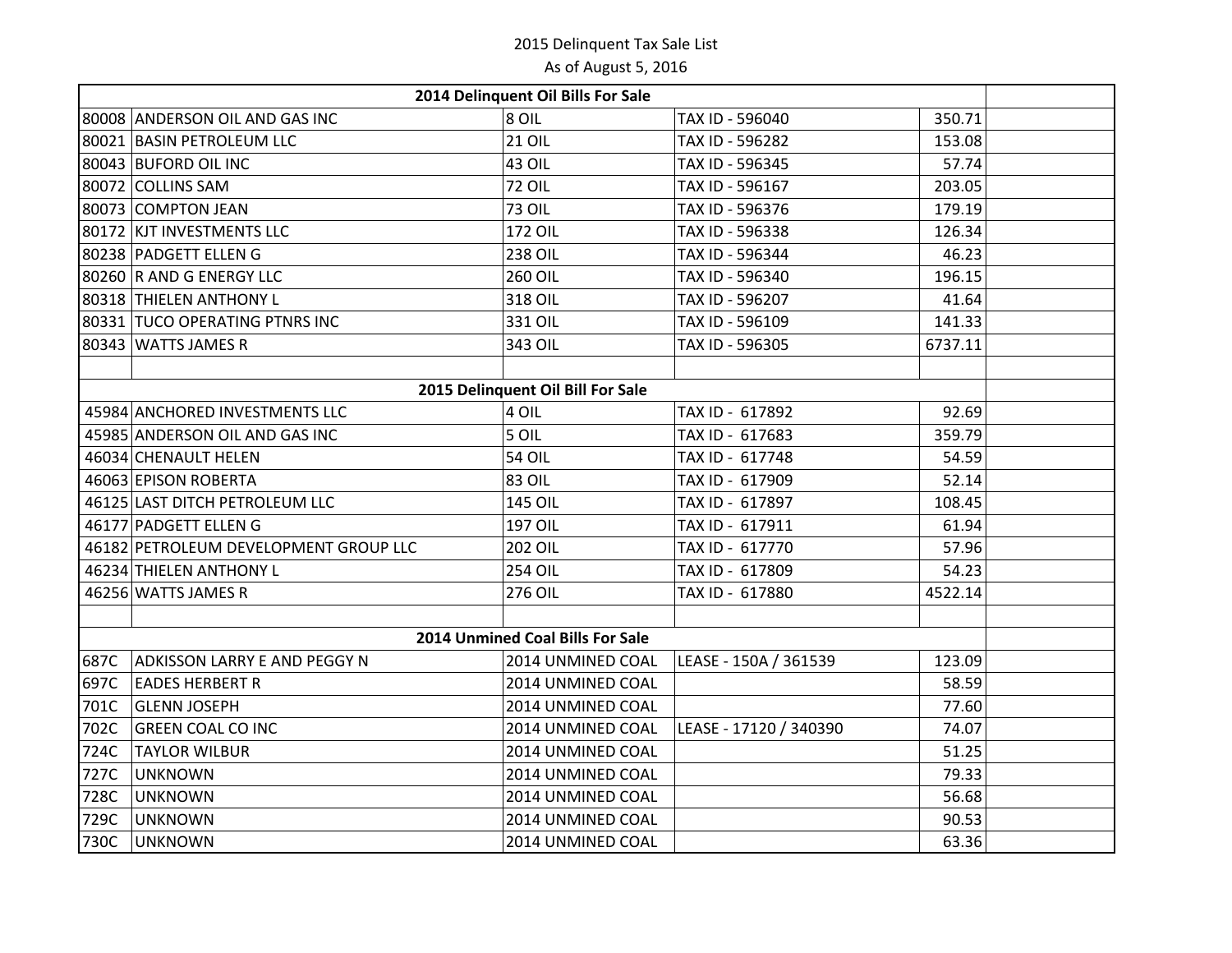2015 Delinquent Tax Sale List

As of August 5, 2016

| | | | | | |
|---|---|---|---|---|---|
| | | **2014 Delinquent Oil Bills For Sale** | | | |
| 80008 | ANDERSON OIL AND GAS INC | 8 OIL | TAX ID - 596040 | 350.71 | |
| 80021 | BASIN PETROLEUM LLC | 21 OIL | TAX ID - 596282 | 153.08 | |
| 80043 | BUFORD OIL INC | 43 OIL | TAX ID - 596345 | 57.74 | |
| 80072 | COLLINS SAM | 72 OIL | TAX ID - 596167 | 203.05 | |
| 80073 | COMPTON JEAN | 73 OIL | TAX ID - 596376 | 179.19 | |
| 80172 | KJT INVESTMENTS LLC | 172 OIL | TAX ID - 596338 | 126.34 | |
| 80238 | PADGETT ELLEN G | 238 OIL | TAX ID - 596344 | 46.23 | |
| 80260 | R AND G ENERGY LLC | 260 OIL | TAX ID - 596340 | 196.15 | |
| 80318 | THIELEN ANTHONY L | 318 OIL | TAX ID - 596207 | 41.64 | |
| 80331 | TUCO OPERATING PTNRS INC | 331 OIL | TAX ID - 596109 | 141.33 | |
| 80343 | WATTS JAMES R | 343 OIL | TAX ID - 596305 | 6737.11 | |
| | | | | | |
| | | **2015 Delinquent Oil Bill For Sale** | | | |
| 45984 | ANCHORED INVESTMENTS LLC | 4 OIL | TAX ID - 617892 | 92.69 | |
| 45985 | ANDERSON OIL AND GAS INC | 5 OIL | TAX ID - 617683 | 359.79 | |
| 46034 | CHENAULT HELEN | 54 OIL | TAX ID - 617748 | 54.59 | |
| 46063 | EPISON ROBERTA | 83 OIL | TAX ID - 617909 | 52.14 | |
| 46125 | LAST DITCH PETROLEUM LLC | 145 OIL | TAX ID - 617897 | 108.45 | |
| 46177 | PADGETT ELLEN G | 197 OIL | TAX ID - 617911 | 61.94 | |
| 46182 | PETROLEUM DEVELOPMENT GROUP LLC | 202 OIL | TAX ID - 617770 | 57.96 | |
| 46234 | THIELEN ANTHONY L | 254 OIL | TAX ID - 617809 | 54.23 | |
| 46256 | WATTS JAMES R | 276 OIL | TAX ID - 617880 | 4522.14 | |
| | | | | | |
| | | **2014 Unmined Coal Bills For Sale** | | | |
| 687C | ADKISSON LARRY E AND PEGGY N | 2014 UNMINED COAL | LEASE - 150A / 361539 | 123.09 | |
| 697C | EADES HERBERT R | 2014 UNMINED COAL | | 58.59 | |
| 701C | GLENN JOSEPH | 2014 UNMINED COAL | | 77.60 | |
| 702C | GREEN COAL CO INC | 2014 UNMINED COAL | LEASE - 17120 / 340390 | 74.07 | |
| 724C | TAYLOR WILBUR | 2014 UNMINED COAL | | 51.25 | |
| 727C | UNKNOWN | 2014 UNMINED COAL | | 79.33 | |
| 728C | UNKNOWN | 2014 UNMINED COAL | | 56.68 | |
| 729C | UNKNOWN | 2014 UNMINED COAL | | 90.53 | |
| 730C | UNKNOWN | 2014 UNMINED COAL | | 63.36 | |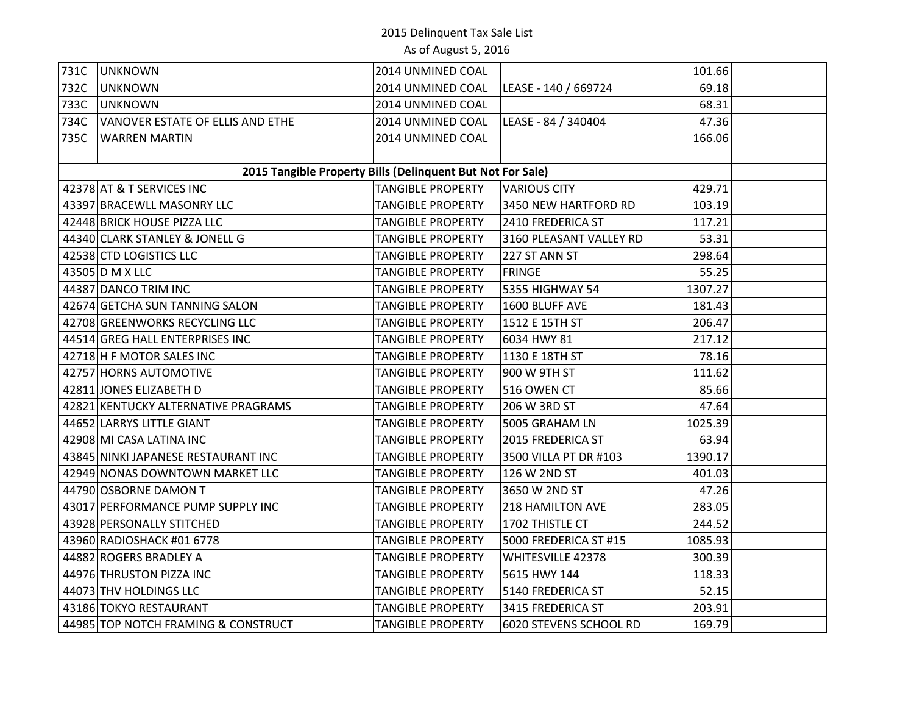2015 Delinquent Tax Sale List

As of August 5, 2016

| | | | | | |
|---|---|---|---|---|---|
| 731C | UNKNOWN | 2014 UNMINED COAL | | 101.66 | |
| 732C | UNKNOWN | 2014 UNMINED COAL | LEASE - 140 / 669724 | 69.18 | |
| 733C | UNKNOWN | 2014 UNMINED COAL | | 68.31 | |
| 734C | VANOVER ESTATE OF ELLIS AND ETHE | 2014 UNMINED COAL | LEASE - 84 / 340404 | 47.36 | |
| 735C | WARREN MARTIN | 2014 UNMINED COAL | | 166.06 | |
| | | | | | |
| **2015 Tangible Property Bills (Delinquent But Not For Sale)** | | | | | |
| 42378 | AT & T SERVICES INC | TANGIBLE PROPERTY | VARIOUS CITY | 429.71 | |
| 43397 | BRACEWLL MASONRY LLC | TANGIBLE PROPERTY | 3450 NEW HARTFORD RD | 103.19 | |
| 42448 | BRICK HOUSE PIZZA LLC | TANGIBLE PROPERTY | 2410 FREDERICA ST | 117.21 | |
| 44340 | CLARK STANLEY & JONELL G | TANGIBLE PROPERTY | 3160 PLEASANT VALLEY RD | 53.31 | |
| 42538 | CTD LOGISTICS LLC | TANGIBLE PROPERTY | 227 ST ANN ST | 298.64 | |
| 43505 | D M X LLC | TANGIBLE PROPERTY | FRINGE | 55.25 | |
| 44387 | DANCO TRIM INC | TANGIBLE PROPERTY | 5355 HIGHWAY 54 | 1307.27 | |
| 42674 | GETCHA SUN TANNING SALON | TANGIBLE PROPERTY | 1600 BLUFF AVE | 181.43 | |
| 42708 | GREENWORKS RECYCLING LLC | TANGIBLE PROPERTY | 1512 E 15TH ST | 206.47 | |
| 44514 | GREG HALL ENTERPRISES INC | TANGIBLE PROPERTY | 6034 HWY 81 | 217.12 | |
| 42718 | H F MOTOR SALES INC | TANGIBLE PROPERTY | 1130 E 18TH ST | 78.16 | |
| 42757 | HORNS AUTOMOTIVE | TANGIBLE PROPERTY | 900 W 9TH ST | 111.62 | |
| 42811 | JONES ELIZABETH D | TANGIBLE PROPERTY | 516 OWEN CT | 85.66 | |
| 42821 | KENTUCKY ALTERNATIVE PRAGRAMS | TANGIBLE PROPERTY | 206 W 3RD ST | 47.64 | |
| 44652 | LARRYS LITTLE GIANT | TANGIBLE PROPERTY | 5005 GRAHAM LN | 1025.39 | |
| 42908 | MI CASA LATINA INC | TANGIBLE PROPERTY | 2015 FREDERICA ST | 63.94 | |
| 43845 | NINKI JAPANESE RESTAURANT INC | TANGIBLE PROPERTY | 3500 VILLA PT DR #103 | 1390.17 | |
| 42949 | NONAS DOWNTOWN MARKET LLC | TANGIBLE PROPERTY | 126 W 2ND ST | 401.03 | |
| 44790 | OSBORNE DAMON T | TANGIBLE PROPERTY | 3650 W 2ND ST | 47.26 | |
| 43017 | PERFORMANCE PUMP SUPPLY INC | TANGIBLE PROPERTY | 218 HAMILTON AVE | 283.05 | |
| 43928 | PERSONALLY STITCHED | TANGIBLE PROPERTY | 1702 THISTLE CT | 244.52 | |
| 43960 | RADIOSHACK #01 6778 | TANGIBLE PROPERTY | 5000 FREDERICA ST #15 | 1085.93 | |
| 44882 | ROGERS BRADLEY A | TANGIBLE PROPERTY | WHITESVILLE 42378 | 300.39 | |
| 44976 | THRUSTON PIZZA INC | TANGIBLE PROPERTY | 5615 HWY 144 | 118.33 | |
| 44073 | THV HOLDINGS LLC | TANGIBLE PROPERTY | 5140 FREDERICA ST | 52.15 | |
| 43186 | TOKYO RESTAURANT | TANGIBLE PROPERTY | 3415 FREDERICA ST | 203.91 | |
| 44985 | TOP NOTCH FRAMING & CONSTRUCT | TANGIBLE PROPERTY | 6020 STEVENS SCHOOL RD | 169.79 | |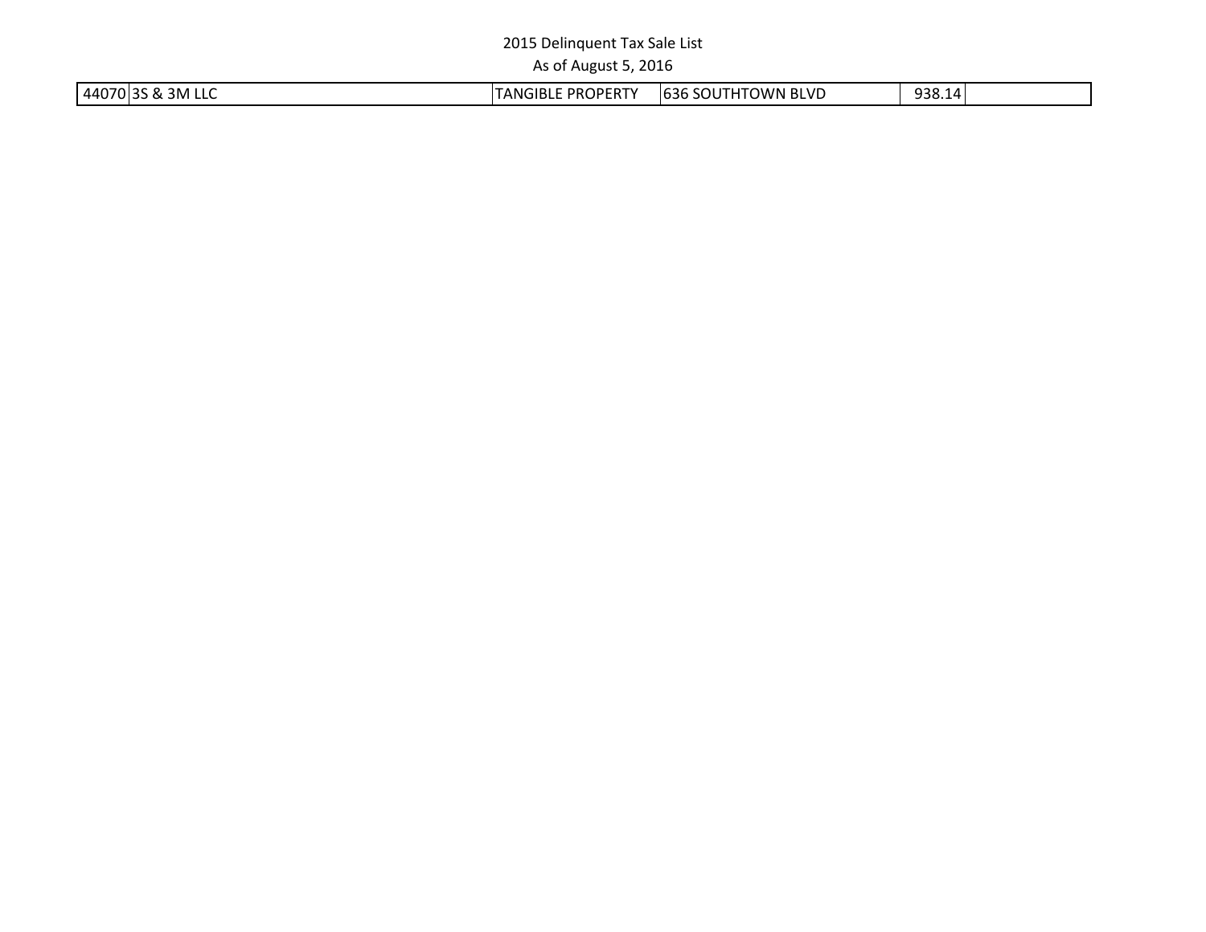2015 Delinquent Tax Sale List

As of August 5, 2016

| | | | | | |
|---|---|---|---|---|---|
| 44070 | 3S & 3M LLC | TANGIBLE PROPERTY | 636 SOUTHTOWN BLVD | 938.14 | |